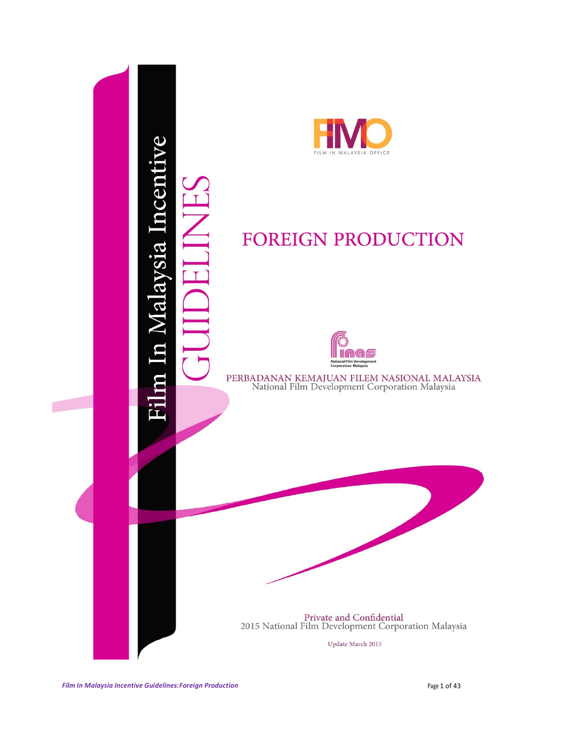# Film In Malaysia Incentive

# GUIDELINES

FIMO

FILM IN MALAYSIA OFFICE

## FOREIGN PRODUCTION

National Film Development Corporation Malaysia

PERBADANAN KEMAJUAN FILEM NASIONAL MALAYSIA
National Film Development Corporation Malaysia

Private and Confidential
2015 National Film Development Corporation Malaysia

Update March 2015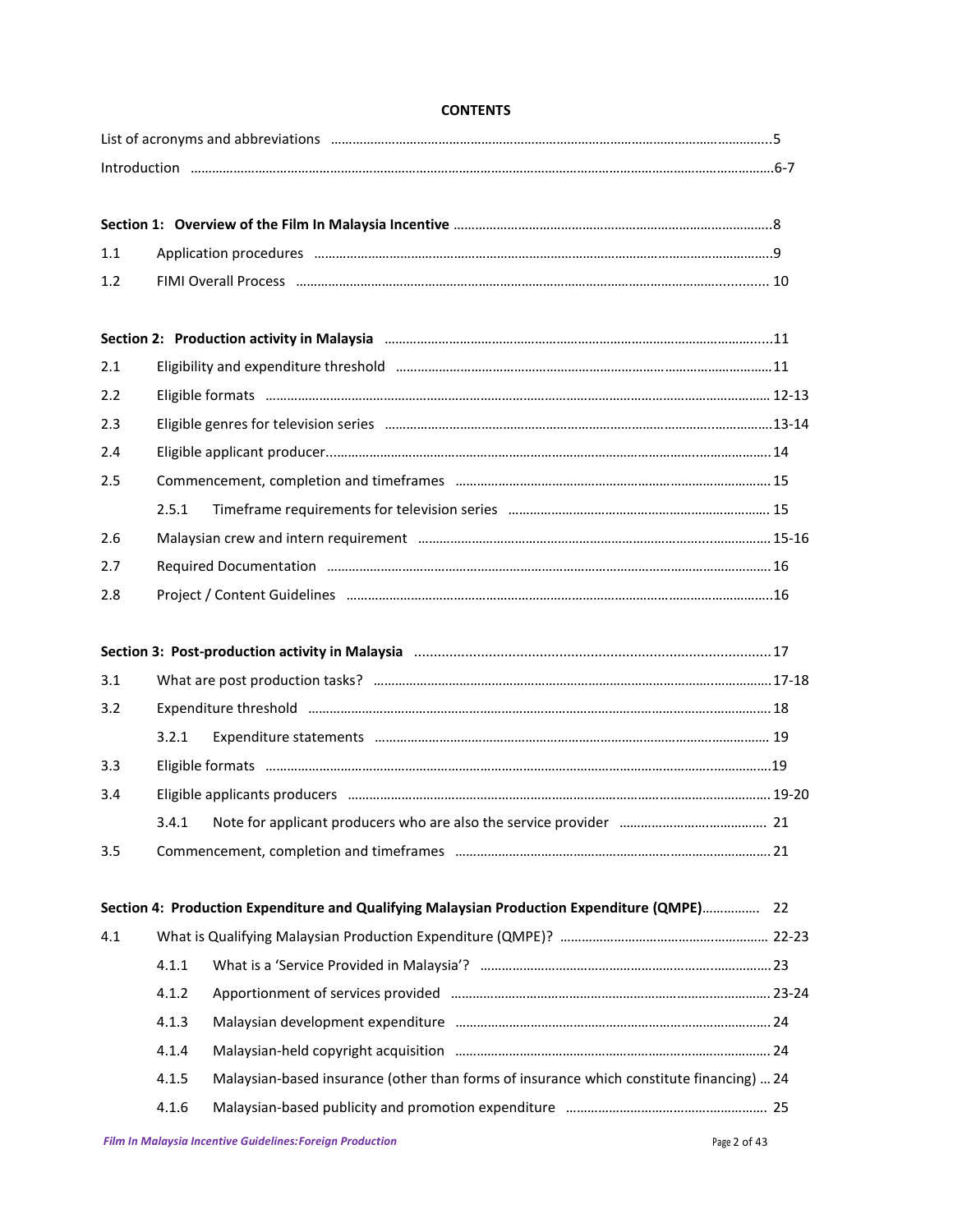**CONTENTS**

| | | |
|---|---|---|
| List of acronyms and abbreviations | | 5 |
| Introduction | | 6-7 |
| **Section 1: Overview of the Film In Malaysia Incentive** | | 8 |
| 1.1 | Application procedures | 9 |
| 1.2 | FIMI Overall Process | 10 |
| **Section 2: Production activity in Malaysia** | | 11 |
| 2.1 | Eligibility and expenditure threshold | 11 |
| 2.2 | Eligible formats | 12-13 |
| 2.3 | Eligible genres for television series | 13-14 |
| 2.4 | Eligible applicant producer | 14 |
| 2.5 | Commencement, completion and timeframes | 15 |
| | 2.5.1 Timeframe requirements for television series | 15 |
| 2.6 | Malaysian crew and intern requirement | 15-16 |
| 2.7 | Required Documentation | 16 |
| 2.8 | Project / Content Guidelines | 16 |
| **Section 3: Post-production activity in Malaysia** | | 17 |
| 3.1 | What are post production tasks? | 17-18 |
| 3.2 | Expenditure threshold | 18 |
| | 3.2.1 Expenditure statements | 19 |
| 3.3 | Eligible formats | 19 |
| 3.4 | Eligible applicants producers | 19-20 |
| | 3.4.1 Note for applicant producers who are also the service provider | 21 |
| 3.5 | Commencement, completion and timeframes | 21 |
| **Section 4: Production Expenditure and Qualifying Malaysian Production Expenditure (QMPE)** | | 22 |
| 4.1 | What is Qualifying Malaysian Production Expenditure (QMPE)? | 22-23 |
| | 4.1.1 What is a 'Service Provided in Malaysia'? | 23 |
| | 4.1.2 Apportionment of services provided | 23-24 |
| | 4.1.3 Malaysian development expenditure | 24 |
| | 4.1.4 Malaysian-held copyright acquisition | 24 |
| | 4.1.5 Malaysian-based insurance (other than forms of insurance which constitute financing) | 24 |
| | 4.1.6 Malaysian-based publicity and promotion expenditure | 25 |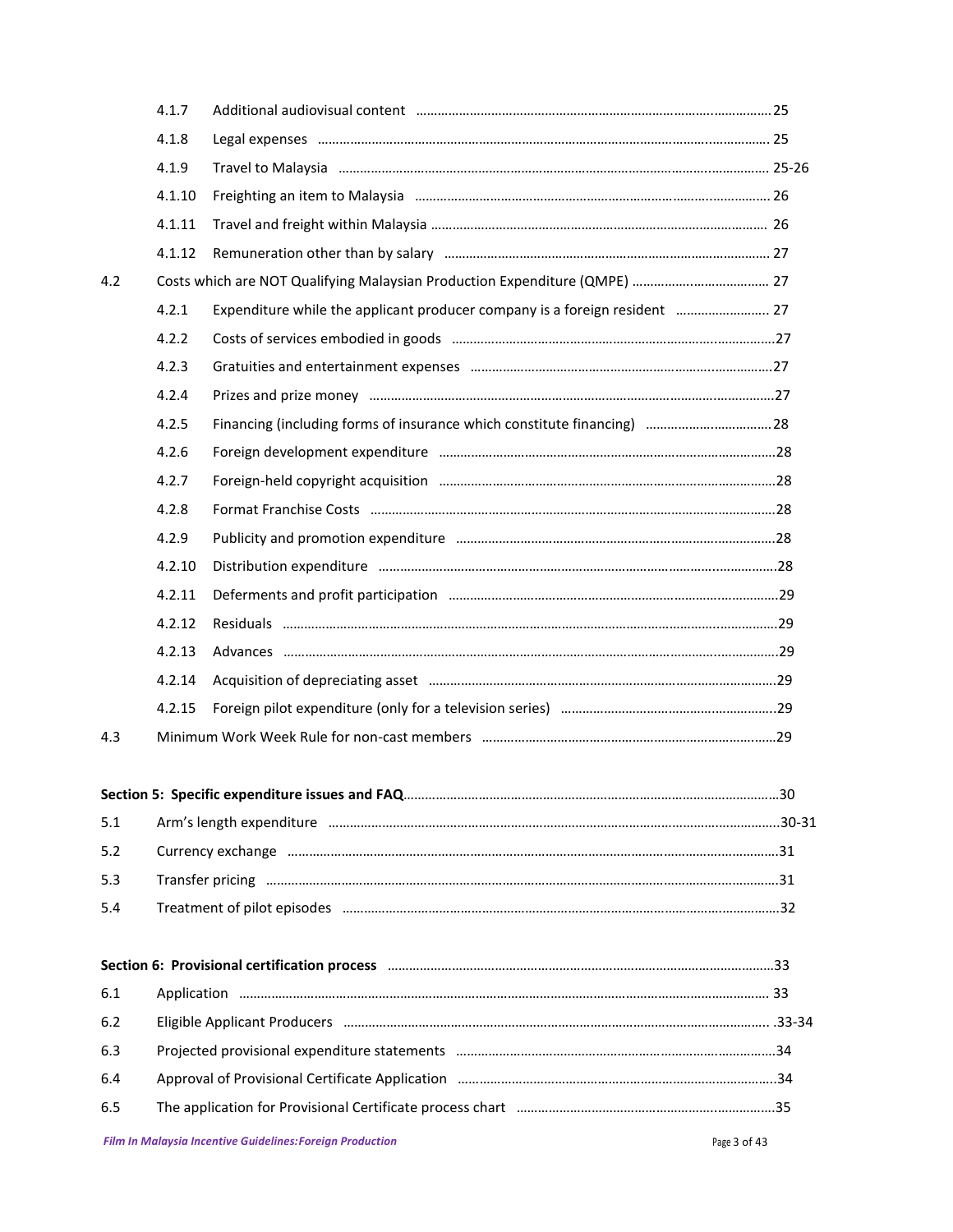| | | | |
|---|---|---|---|
| | 4.1.7 | Additional audiovisual content | 25 |
| | 4.1.8 | Legal expenses | 25 |
| | 4.1.9 | Travel to Malaysia | 25-26 |
| | 4.1.10 | Freighting an item to Malaysia | 26 |
| | 4.1.11 | Travel and freight within Malaysia | 26 |
| | 4.1.12 | Remuneration other than by salary | 27 |
| 4.2 | Costs which are NOT Qualifying Malaysian Production Expenditure (QMPE) | | 27 |
| | 4.2.1 | Expenditure while the applicant producer company is a foreign resident | 27 |
| | 4.2.2 | Costs of services embodied in goods | 27 |
| | 4.2.3 | Gratuities and entertainment expenses | 27 |
| | 4.2.4 | Prizes and prize money | 27 |
| | 4.2.5 | Financing (including forms of insurance which constitute financing) | 28 |
| | 4.2.6 | Foreign development expenditure | 28 |
| | 4.2.7 | Foreign-held copyright acquisition | 28 |
| | 4.2.8 | Format Franchise Costs | 28 |
| | 4.2.9 | Publicity and promotion expenditure | 28 |
| | 4.2.10 | Distribution expenditure | 28 |
| | 4.2.11 | Deferments and profit participation | 29 |
| | 4.2.12 | Residuals | 29 |
| | 4.2.13 | Advances | 29 |
| | 4.2.14 | Acquisition of depreciating asset | 29 |
| | 4.2.15 | Foreign pilot expenditure (only for a television series) | 29 |
| 4.3 | Minimum Work Week Rule for non-cast members | | 29 |

| | | |
|---|---|---|
| **Section 5: Specific expenditure issues and FAQ** | | 30 |
| 5.1 | Arm's length expenditure | 30-31 |
| 5.2 | Currency exchange | 31 |
| 5.3 | Transfer pricing | 31 |
| 5.4 | Treatment of pilot episodes | 32 |

| | | |
|---|---|---|
| **Section 6: Provisional certification process** | | 33 |
| 6.1 | Application | 33 |
| 6.2 | Eligible Applicant Producers | 33-34 |
| 6.3 | Projected provisional expenditure statements | 34 |
| 6.4 | Approval of Provisional Certificate Application | 34 |
| 6.5 | The application for Provisional Certificate process chart | 35 |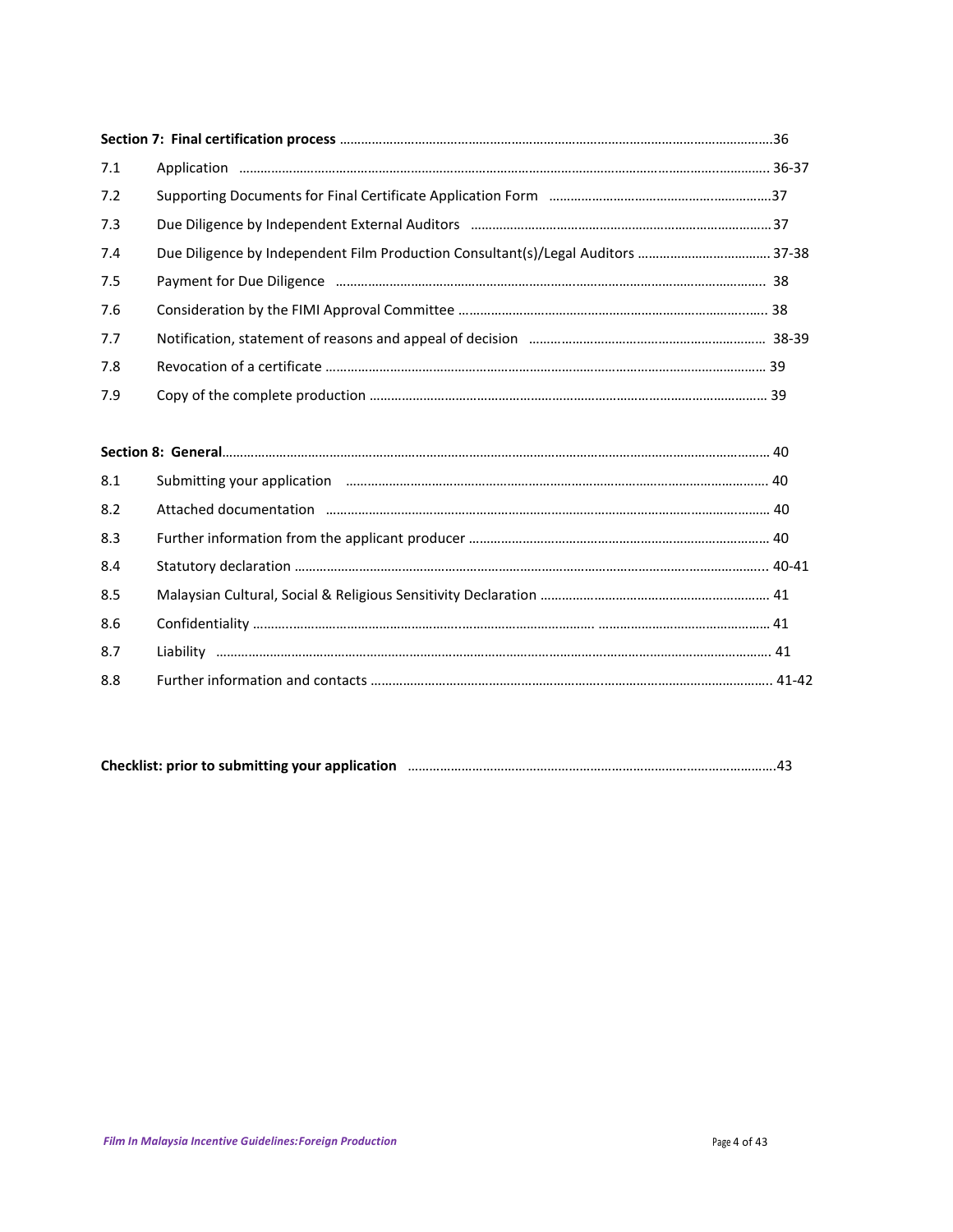| | | |
|---|---|---|
| **Section 7: Final certification process** | | 36 |
| 7.1 | Application | 36-37 |
| 7.2 | Supporting Documents for Final Certificate Application Form | 37 |
| 7.3 | Due Diligence by Independent External Auditors | 37 |
| 7.4 | Due Diligence by Independent Film Production Consultant(s)/Legal Auditors | 37-38 |
| 7.5 | Payment for Due Diligence | 38 |
| 7.6 | Consideration by the FIMI Approval Committee | 38 |
| 7.7 | Notification, statement of reasons and appeal of decision | 38-39 |
| 7.8 | Revocation of a certificate | 39 |
| 7.9 | Copy of the complete production | 39 |
| **Section 8: General** | | 40 |
| 8.1 | Submitting your application | 40 |
| 8.2 | Attached documentation | 40 |
| 8.3 | Further information from the applicant producer | 40 |
| 8.4 | Statutory declaration | 40-41 |
| 8.5 | Malaysian Cultural, Social & Religious Sensitivity Declaration | 41 |
| 8.6 | Confidentiality | 41 |
| 8.7 | Liability | 41 |
| 8.8 | Further information and contacts | 41-42 |
| **Checklist: prior to submitting your application** | | 43 |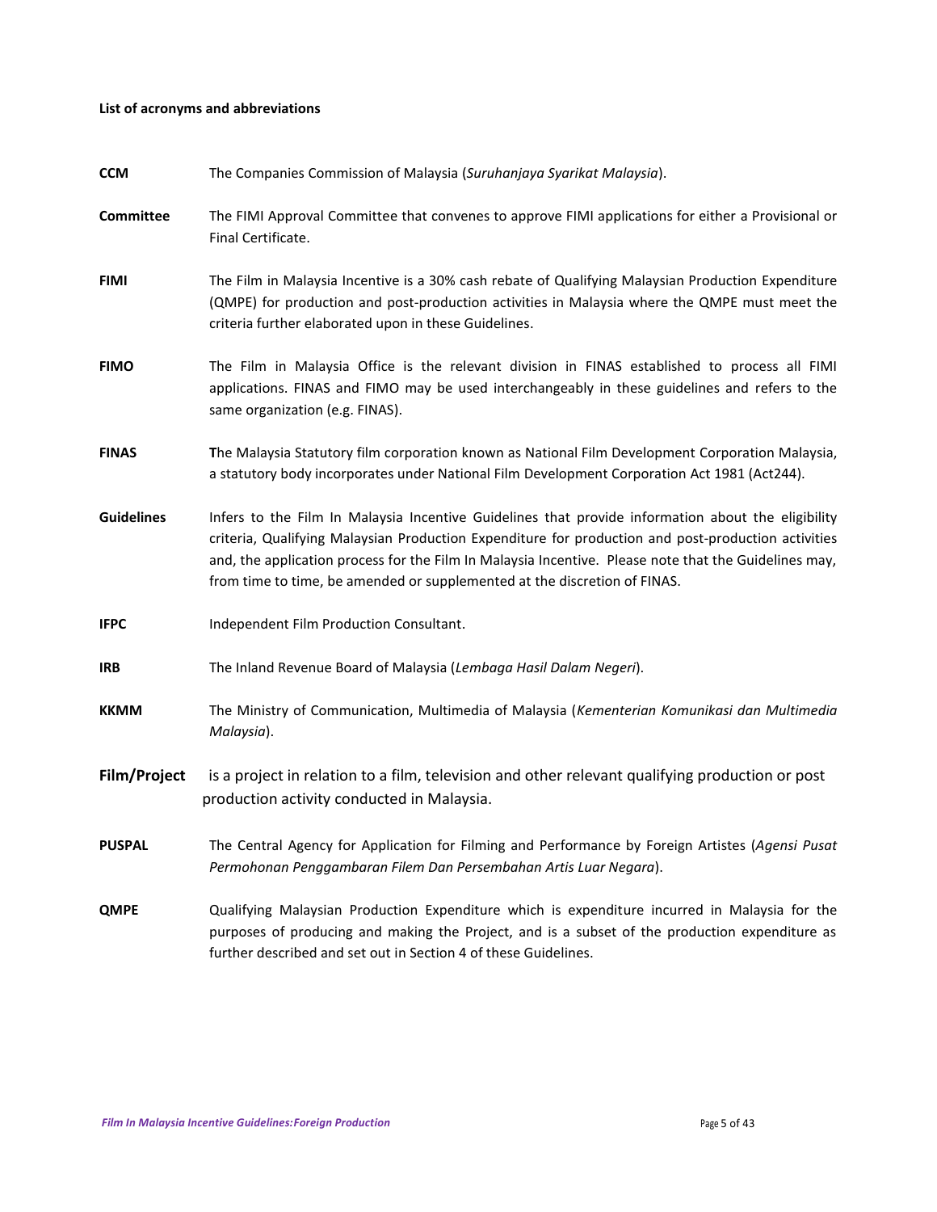**List of acronyms and abbreviations**

**CCM** The Companies Commission of Malaysia (*Suruhanjaya Syarikat Malaysia*).

**Committee** The FIMI Approval Committee that convenes to approve FIMI applications for either a Provisional or Final Certificate.

**FIMI** The Film in Malaysia Incentive is a 30% cash rebate of Qualifying Malaysian Production Expenditure (QMPE) for production and post-production activities in Malaysia where the QMPE must meet the criteria further elaborated upon in these Guidelines.

**FIMO** The Film in Malaysia Office is the relevant division in FINAS established to process all FIMI applications. FINAS and FIMO may be used interchangeably in these guidelines and refers to the same organization (e.g. FINAS).

**FINAS** **T**he Malaysia Statutory film corporation known as National Film Development Corporation Malaysia, a statutory body incorporates under National Film Development Corporation Act 1981 (Act244).

**Guidelines** Infers to the Film In Malaysia Incentive Guidelines that provide information about the eligibility criteria, Qualifying Malaysian Production Expenditure for production and post-production activities and, the application process for the Film In Malaysia Incentive. Please note that the Guidelines may, from time to time, be amended or supplemented at the discretion of FINAS.

**IFPC** Independent Film Production Consultant.

**IRB** The Inland Revenue Board of Malaysia (*Lembaga Hasil Dalam Negeri*).

**KKMM** The Ministry of Communication, Multimedia of Malaysia (*Kementerian Komunikasi dan Multimedia Malaysia*).

**Film/Project** is a project in relation to a film, television and other relevant qualifying production or post production activity conducted in Malaysia.

**PUSPAL** The Central Agency for Application for Filming and Performance by Foreign Artistes (*Agensi Pusat Permohonan Penggambaran Filem Dan Persembahan Artis Luar Negara*).

**QMPE** Qualifying Malaysian Production Expenditure which is expenditure incurred in Malaysia for the purposes of producing and making the Project, and is a subset of the production expenditure as further described and set out in Section 4 of these Guidelines.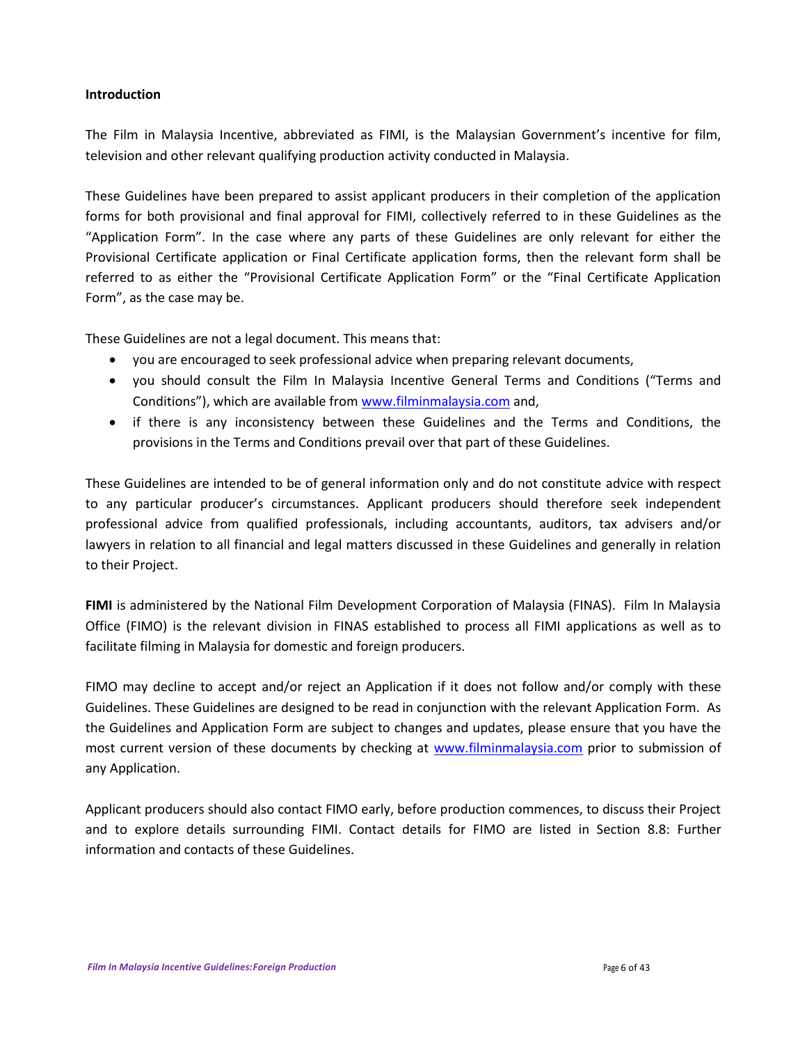**Introduction**

The Film in Malaysia Incentive, abbreviated as FIMI, is the Malaysian Government's incentive for film, television and other relevant qualifying production activity conducted in Malaysia.

These Guidelines have been prepared to assist applicant producers in their completion of the application forms for both provisional and final approval for FIMI, collectively referred to in these Guidelines as the "Application Form". In the case where any parts of these Guidelines are only relevant for either the Provisional Certificate application or Final Certificate application forms, then the relevant form shall be referred to as either the "Provisional Certificate Application Form" or the "Final Certificate Application Form", as the case may be.

These Guidelines are not a legal document. This means that:

- you are encouraged to seek professional advice when preparing relevant documents,
- you should consult the Film In Malaysia Incentive General Terms and Conditions ("Terms and Conditions"), which are available from [www.filminmalaysia.com](http://www.filminmalaysia.com) and,
- if there is any inconsistency between these Guidelines and the Terms and Conditions, the provisions in the Terms and Conditions prevail over that part of these Guidelines.

These Guidelines are intended to be of general information only and do not constitute advice with respect to any particular producer's circumstances. Applicant producers should therefore seek independent professional advice from qualified professionals, including accountants, auditors, tax advisers and/or lawyers in relation to all financial and legal matters discussed in these Guidelines and generally in relation to their Project.

**FIMI** is administered by the National Film Development Corporation of Malaysia (FINAS). Film In Malaysia Office (FIMO) is the relevant division in FINAS established to process all FIMI applications as well as to facilitate filming in Malaysia for domestic and foreign producers.

FIMO may decline to accept and/or reject an Application if it does not follow and/or comply with these Guidelines. These Guidelines are designed to be read in conjunction with the relevant Application Form. As the Guidelines and Application Form are subject to changes and updates, please ensure that you have the most current version of these documents by checking at [www.filminmalaysia.com](http://www.filminmalaysia.com) prior to submission of any Application.

Applicant producers should also contact FIMO early, before production commences, to discuss their Project and to explore details surrounding FIMI. Contact details for FIMO are listed in Section 8.8: Further information and contacts of these Guidelines.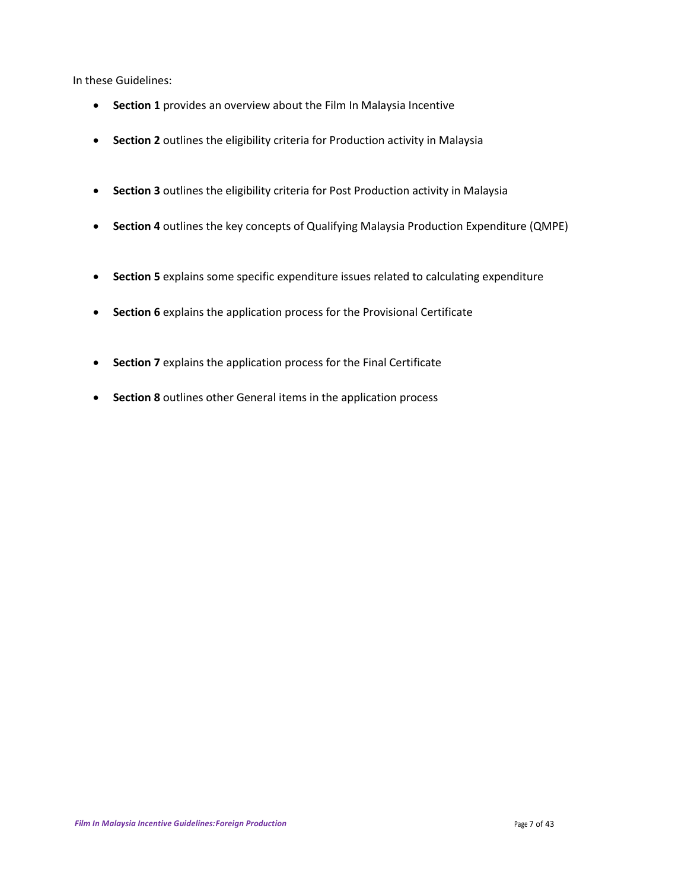In these Guidelines:

- **Section 1** provides an overview about the Film In Malaysia Incentive
- **Section 2** outlines the eligibility criteria for Production activity in Malaysia
- **Section 3** outlines the eligibility criteria for Post Production activity in Malaysia
- **Section 4** outlines the key concepts of Qualifying Malaysia Production Expenditure (QMPE)
- **Section 5** explains some specific expenditure issues related to calculating expenditure
- **Section 6** explains the application process for the Provisional Certificate
- **Section 7** explains the application process for the Final Certificate
- **Section 8** outlines other General items in the application process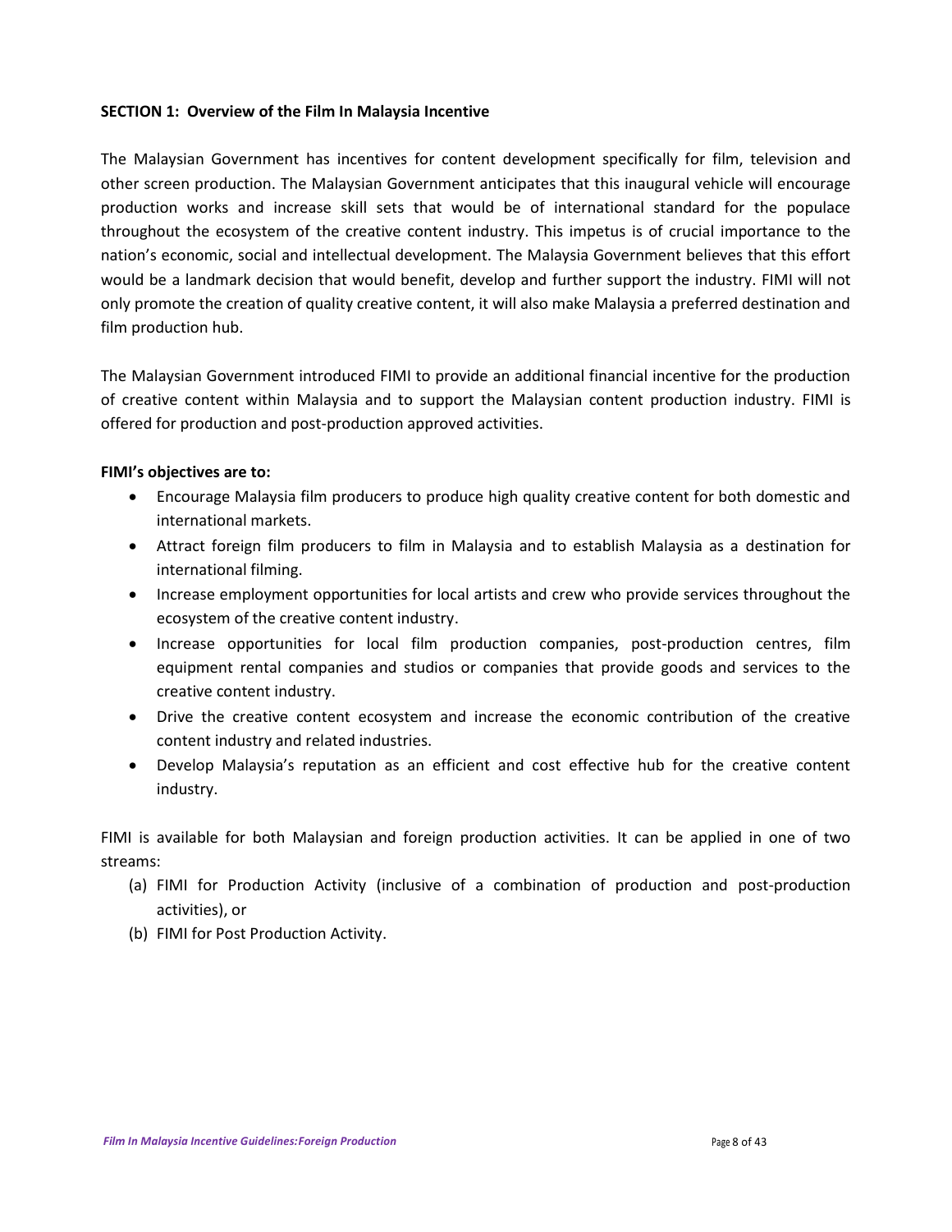## SECTION 1: Overview of the Film In Malaysia Incentive

The Malaysian Government has incentives for content development specifically for film, television and other screen production. The Malaysian Government anticipates that this inaugural vehicle will encourage production works and increase skill sets that would be of international standard for the populace throughout the ecosystem of the creative content industry. This impetus is of crucial importance to the nation's economic, social and intellectual development. The Malaysia Government believes that this effort would be a landmark decision that would benefit, develop and further support the industry. FIMI will not only promote the creation of quality creative content, it will also make Malaysia a preferred destination and film production hub.

The Malaysian Government introduced FIMI to provide an additional financial incentive for the production of creative content within Malaysia and to support the Malaysian content production industry. FIMI is offered for production and post-production approved activities.

**FIMI's objectives are to:**

- Encourage Malaysia film producers to produce high quality creative content for both domestic and international markets.
- Attract foreign film producers to film in Malaysia and to establish Malaysia as a destination for international filming.
- Increase employment opportunities for local artists and crew who provide services throughout the ecosystem of the creative content industry.
- Increase opportunities for local film production companies, post-production centres, film equipment rental companies and studios or companies that provide goods and services to the creative content industry.
- Drive the creative content ecosystem and increase the economic contribution of the creative content industry and related industries.
- Develop Malaysia's reputation as an efficient and cost effective hub for the creative content industry.

FIMI is available for both Malaysian and foreign production activities. It can be applied in one of two streams:

(a) FIMI for Production Activity (inclusive of a combination of production and post-production activities), or
(b) FIMI for Post Production Activity.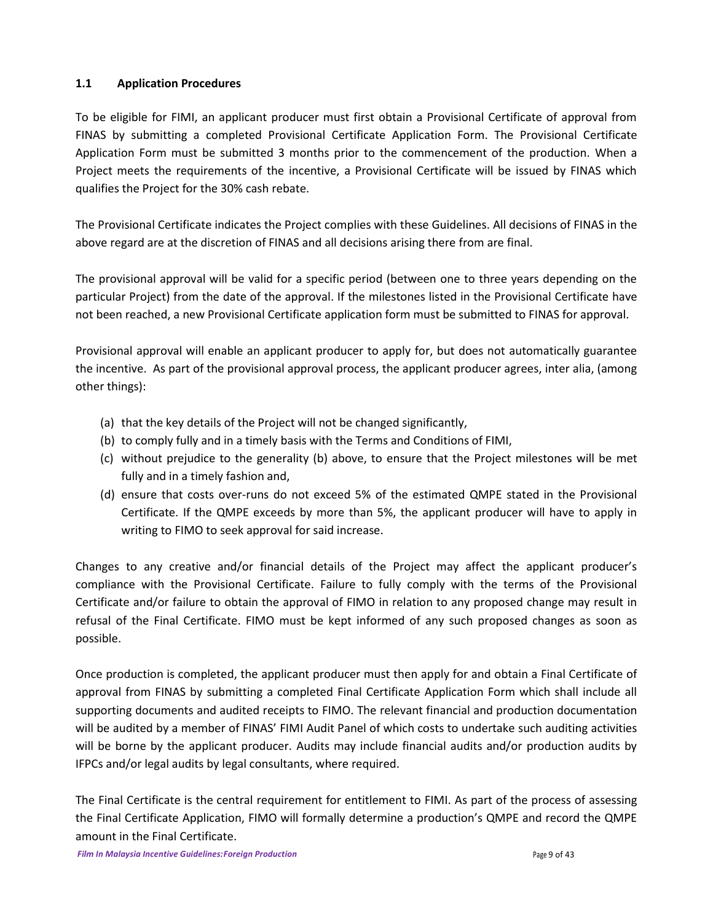### 1.1 Application Procedures

To be eligible for FIMI, an applicant producer must first obtain a Provisional Certificate of approval from FINAS by submitting a completed Provisional Certificate Application Form. The Provisional Certificate Application Form must be submitted 3 months prior to the commencement of the production. When a Project meets the requirements of the incentive, a Provisional Certificate will be issued by FINAS which qualifies the Project for the 30% cash rebate.

The Provisional Certificate indicates the Project complies with these Guidelines. All decisions of FINAS in the above regard are at the discretion of FINAS and all decisions arising there from are final.

The provisional approval will be valid for a specific period (between one to three years depending on the particular Project) from the date of the approval. If the milestones listed in the Provisional Certificate have not been reached, a new Provisional Certificate application form must be submitted to FINAS for approval.

Provisional approval will enable an applicant producer to apply for, but does not automatically guarantee the incentive. As part of the provisional approval process, the applicant producer agrees, inter alia, (among other things):

(a) that the key details of the Project will not be changed significantly,
(b) to comply fully and in a timely basis with the Terms and Conditions of FIMI,
(c) without prejudice to the generality (b) above, to ensure that the Project milestones will be met fully and in a timely fashion and,
(d) ensure that costs over-runs do not exceed 5% of the estimated QMPE stated in the Provisional Certificate. If the QMPE exceeds by more than 5%, the applicant producer will have to apply in writing to FIMO to seek approval for said increase.

Changes to any creative and/or financial details of the Project may affect the applicant producer's compliance with the Provisional Certificate. Failure to fully comply with the terms of the Provisional Certificate and/or failure to obtain the approval of FIMO in relation to any proposed change may result in refusal of the Final Certificate. FIMO must be kept informed of any such proposed changes as soon as possible.

Once production is completed, the applicant producer must then apply for and obtain a Final Certificate of approval from FINAS by submitting a completed Final Certificate Application Form which shall include all supporting documents and audited receipts to FIMO. The relevant financial and production documentation will be audited by a member of FINAS' FIMI Audit Panel of which costs to undertake such auditing activities will be borne by the applicant producer. Audits may include financial audits and/or production audits by IFPCs and/or legal audits by legal consultants, where required.

The Final Certificate is the central requirement for entitlement to FIMI. As part of the process of assessing the Final Certificate Application, FIMO will formally determine a production's QMPE and record the QMPE amount in the Final Certificate.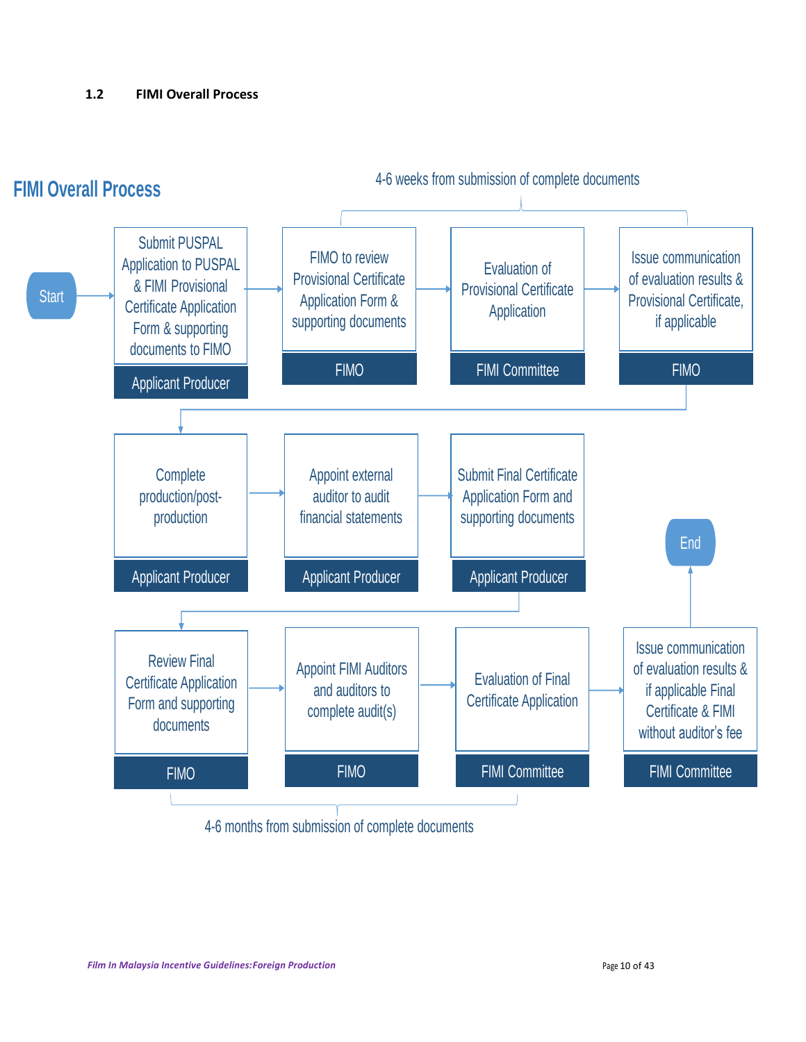## 1.2 FIMI Overall Process

**FIMI Overall Process**

4-6 weeks from submission of complete documents

1. Start
2. Submit PUSPAL Application to PUSPAL & FIMI Provisional Certificate Application Form & supporting documents to FIMO — *Applicant Producer*
3. FIMO to review Provisional Certificate Application Form & supporting documents — *FIMO*
4. Evaluation of Provisional Certificate Application — *FIMI Committee*
5. Issue communication of evaluation results & Provisional Certificate, if applicable — *FIMO*
6. Complete production/post-production — *Applicant Producer*
7. Appoint external auditor to audit financial statements — *Applicant Producer*
8. Submit Final Certificate Application Form and supporting documents — *Applicant Producer*
9. Review Final Certificate Application Form and supporting documents — *FIMO*
10. Appoint FIMI Auditors and auditors to complete audit(s) — *FIMO*
11. Evaluation of Final Certificate Application — *FIMI Committee*
12. Issue communication of evaluation results & if applicable Final Certificate & FIMI without auditor's fee — *FIMI Committee*
13. End

4-6 months from submission of complete documents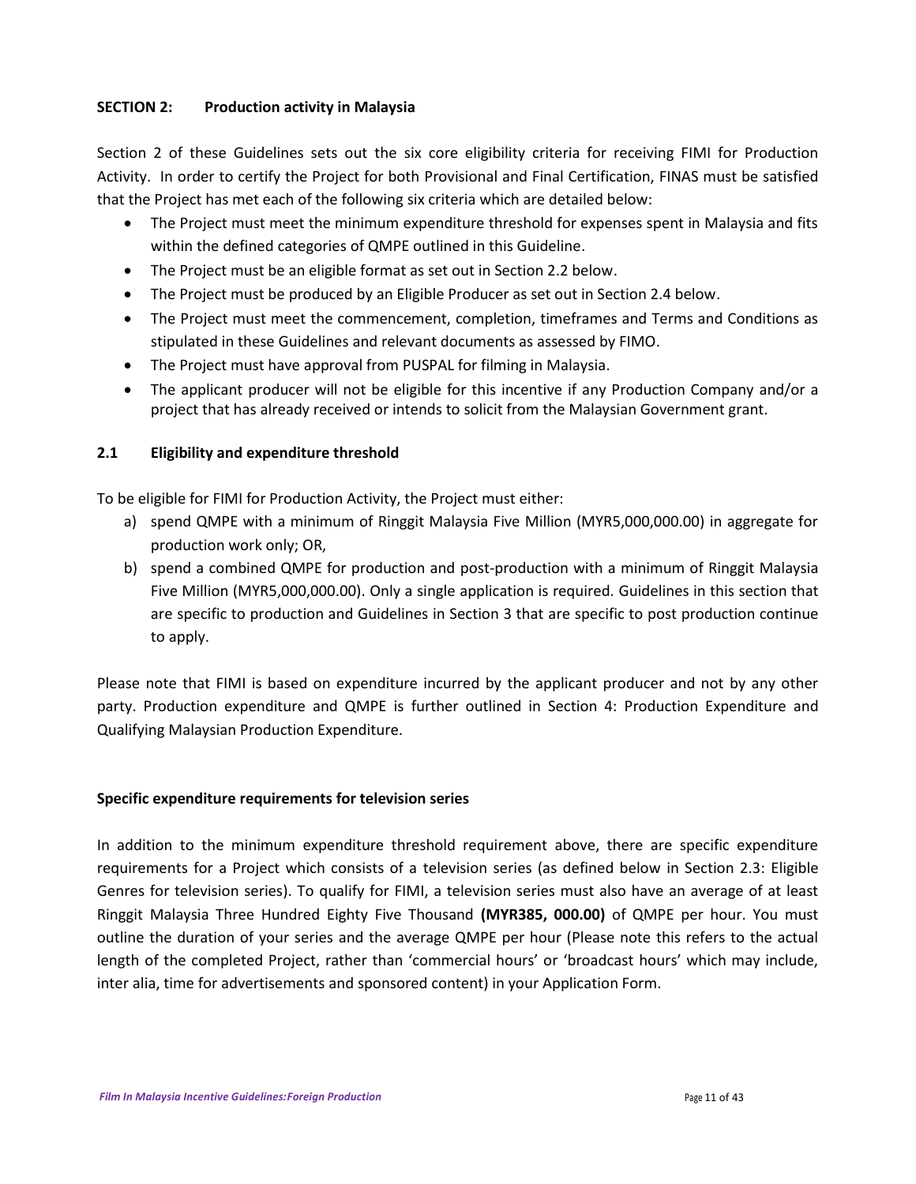## SECTION 2: Production activity in Malaysia

Section 2 of these Guidelines sets out the six core eligibility criteria for receiving FIMI for Production Activity. In order to certify the Project for both Provisional and Final Certification, FINAS must be satisfied that the Project has met each of the following six criteria which are detailed below:

- The Project must meet the minimum expenditure threshold for expenses spent in Malaysia and fits within the defined categories of QMPE outlined in this Guideline.
- The Project must be an eligible format as set out in Section 2.2 below.
- The Project must be produced by an Eligible Producer as set out in Section 2.4 below.
- The Project must meet the commencement, completion, timeframes and Terms and Conditions as stipulated in these Guidelines and relevant documents as assessed by FIMO.
- The Project must have approval from PUSPAL for filming in Malaysia.
- The applicant producer will not be eligible for this incentive if any Production Company and/or a project that has already received or intends to solicit from the Malaysian Government grant.

### 2.1 Eligibility and expenditure threshold

To be eligible for FIMI for Production Activity, the Project must either:

a) spend QMPE with a minimum of Ringgit Malaysia Five Million (MYR5,000,000.00) in aggregate for production work only; OR,
b) spend a combined QMPE for production and post-production with a minimum of Ringgit Malaysia Five Million (MYR5,000,000.00). Only a single application is required. Guidelines in this section that are specific to production and Guidelines in Section 3 that are specific to post production continue to apply.

Please note that FIMI is based on expenditure incurred by the applicant producer and not by any other party. Production expenditure and QMPE is further outlined in Section 4: Production Expenditure and Qualifying Malaysian Production Expenditure.

#### Specific expenditure requirements for television series

In addition to the minimum expenditure threshold requirement above, there are specific expenditure requirements for a Project which consists of a television series (as defined below in Section 2.3: Eligible Genres for television series). To qualify for FIMI, a television series must also have an average of at least Ringgit Malaysia Three Hundred Eighty Five Thousand **(MYR385, 000.00)** of QMPE per hour. You must outline the duration of your series and the average QMPE per hour (Please note this refers to the actual length of the completed Project, rather than 'commercial hours' or 'broadcast hours' which may include, inter alia, time for advertisements and sponsored content) in your Application Form.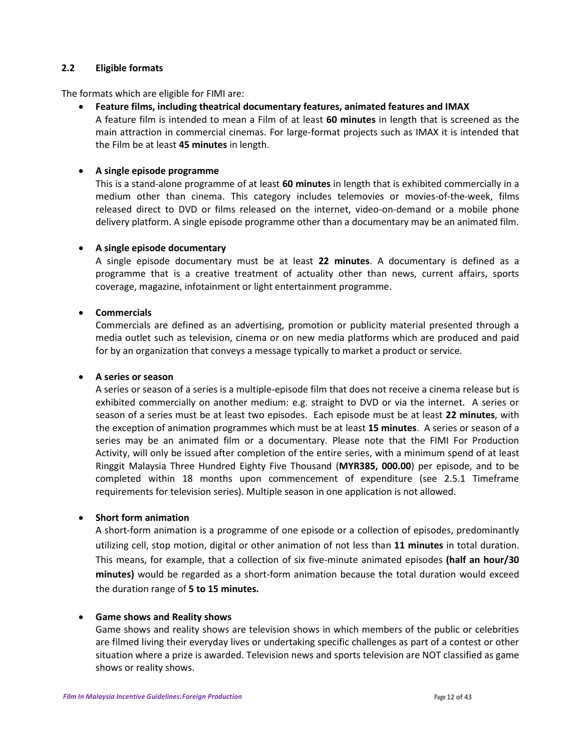### 2.2 Eligible formats

The formats which are eligible for FIMI are:

- **Feature films, including theatrical documentary features, animated features and IMAX**
  A feature film is intended to mean a Film of at least **60 minutes** in length that is screened as the main attraction in commercial cinemas. For large-format projects such as IMAX it is intended that the Film be at least **45 minutes** in length.

- **A single episode programme**
  This is a stand-alone programme of at least **60 minutes** in length that is exhibited commercially in a medium other than cinema. This category includes telemovies or movies-of-the-week, films released direct to DVD or films released on the internet, video-on-demand or a mobile phone delivery platform. A single episode programme other than a documentary may be an animated film.

- **A single episode documentary**
  A single episode documentary must be at least **22 minutes**. A documentary is defined as a programme that is a creative treatment of actuality other than news, current affairs, sports coverage, magazine, infotainment or light entertainment programme.

- **Commercials**
  Commercials are defined as an advertising, promotion or publicity material presented through a media outlet such as television, cinema or on new media platforms which are produced and paid for by an organization that conveys a message typically to market a product or service.

- **A series or season**
  A series or season of a series is a multiple-episode film that does not receive a cinema release but is exhibited commercially on another medium: e.g. straight to DVD or via the internet. A series or season of a series must be at least two episodes. Each episode must be at least **22 minutes**, with the exception of animation programmes which must be at least **15 minutes**. A series or season of a series may be an animated film or a documentary. Please note that the FIMI For Production Activity, will only be issued after completion of the entire series, with a minimum spend of at least Ringgit Malaysia Three Hundred Eighty Five Thousand (**MYR385, 000.00**) per episode, and to be completed within 18 months upon commencement of expenditure (see 2.5.1 Timeframe requirements for television series). Multiple season in one application is not allowed.

- **Short form animation**
  A short-form animation is a programme of one episode or a collection of episodes, predominantly utilizing cell, stop motion, digital or other animation of not less than **11 minutes** in total duration. This means, for example, that a collection of six five-minute animated episodes **(half an hour/30 minutes)** would be regarded as a short-form animation because the total duration would exceed the duration range of **5 to 15 minutes.**

- **Game shows and Reality shows**
  Game shows and reality shows are television shows in which members of the public or celebrities are filmed living their everyday lives or undertaking specific challenges as part of a contest or other situation where a prize is awarded. Television news and sports television are NOT classified as game shows or reality shows.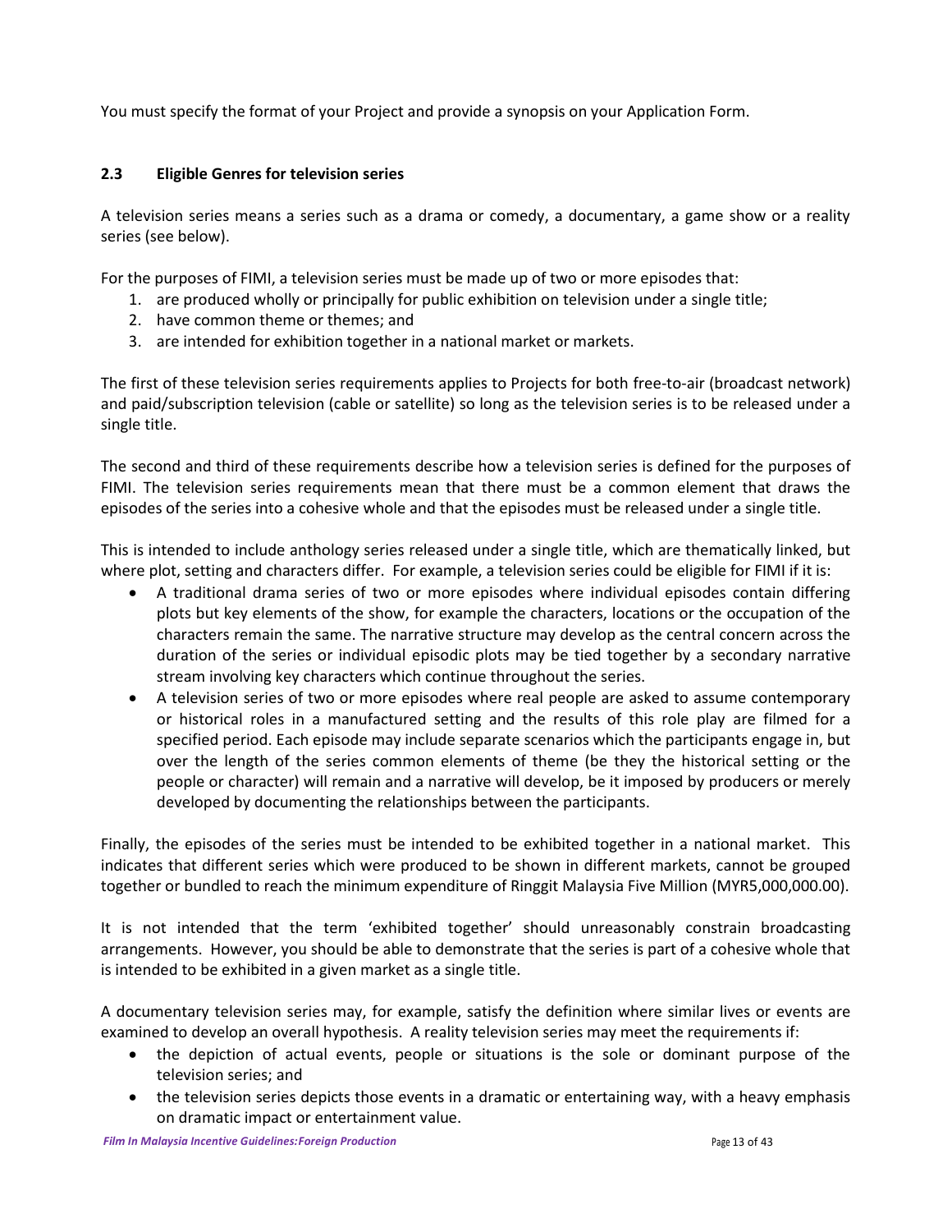You must specify the format of your Project and provide a synopsis on your Application Form.

### 2.3 Eligible Genres for television series

A television series means a series such as a drama or comedy, a documentary, a game show or a reality series (see below).

For the purposes of FIMI, a television series must be made up of two or more episodes that:

1. are produced wholly or principally for public exhibition on television under a single title;
2. have common theme or themes; and
3. are intended for exhibition together in a national market or markets.

The first of these television series requirements applies to Projects for both free-to-air (broadcast network) and paid/subscription television (cable or satellite) so long as the television series is to be released under a single title.

The second and third of these requirements describe how a television series is defined for the purposes of FIMI. The television series requirements mean that there must be a common element that draws the episodes of the series into a cohesive whole and that the episodes must be released under a single title.

This is intended to include anthology series released under a single title, which are thematically linked, but where plot, setting and characters differ. For example, a television series could be eligible for FIMI if it is:

- A traditional drama series of two or more episodes where individual episodes contain differing plots but key elements of the show, for example the characters, locations or the occupation of the characters remain the same. The narrative structure may develop as the central concern across the duration of the series or individual episodic plots may be tied together by a secondary narrative stream involving key characters which continue throughout the series.
- A television series of two or more episodes where real people are asked to assume contemporary or historical roles in a manufactured setting and the results of this role play are filmed for a specified period. Each episode may include separate scenarios which the participants engage in, but over the length of the series common elements of theme (be they the historical setting or the people or character) will remain and a narrative will develop, be it imposed by producers or merely developed by documenting the relationships between the participants.

Finally, the episodes of the series must be intended to be exhibited together in a national market. This indicates that different series which were produced to be shown in different markets, cannot be grouped together or bundled to reach the minimum expenditure of Ringgit Malaysia Five Million (MYR5,000,000.00).

It is not intended that the term 'exhibited together' should unreasonably constrain broadcasting arrangements. However, you should be able to demonstrate that the series is part of a cohesive whole that is intended to be exhibited in a given market as a single title.

A documentary television series may, for example, satisfy the definition where similar lives or events are examined to develop an overall hypothesis. A reality television series may meet the requirements if:

- the depiction of actual events, people or situations is the sole or dominant purpose of the television series; and
- the television series depicts those events in a dramatic or entertaining way, with a heavy emphasis on dramatic impact or entertainment value.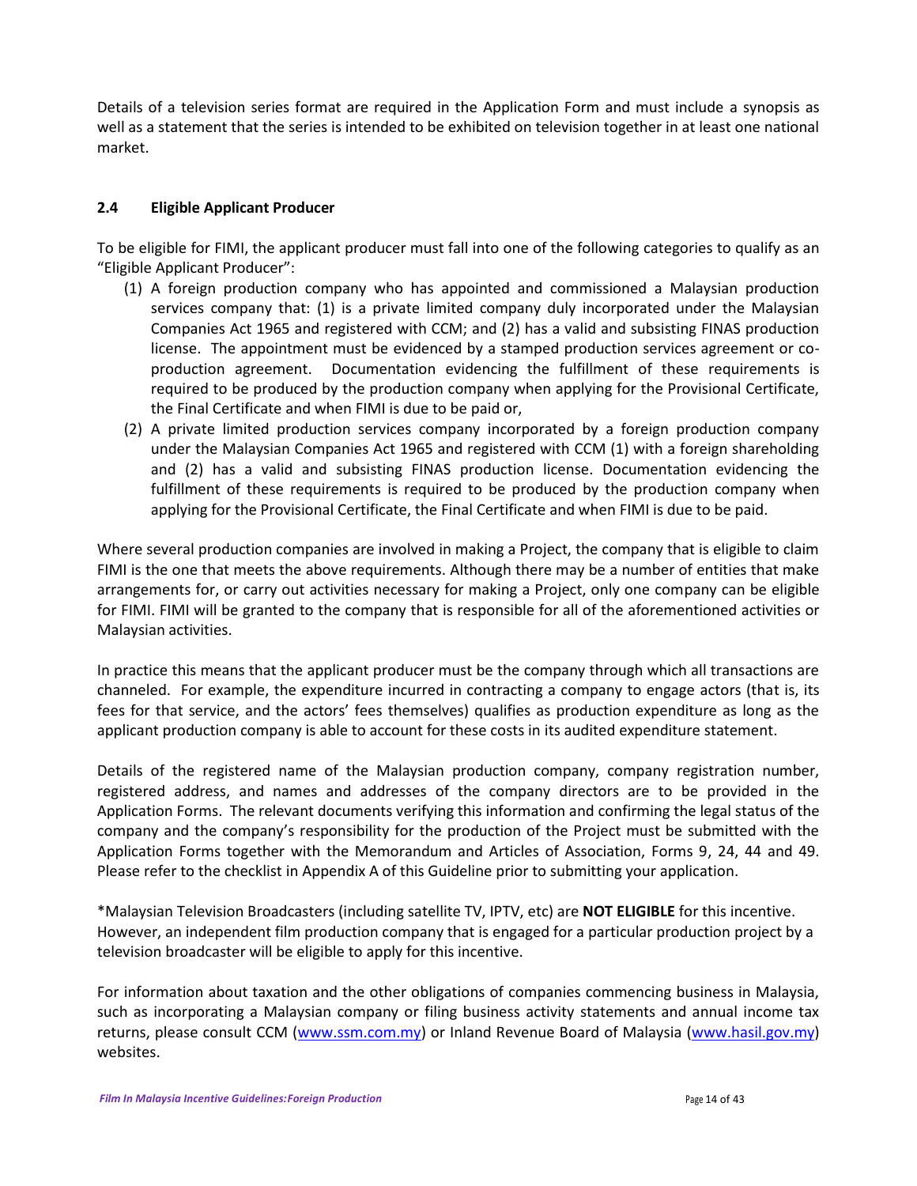Details of a television series format are required in the Application Form and must include a synopsis as well as a statement that the series is intended to be exhibited on television together in at least one national market.

### 2.4 Eligible Applicant Producer

To be eligible for FIMI, the applicant producer must fall into one of the following categories to qualify as an "Eligible Applicant Producer":

(1) A foreign production company who has appointed and commissioned a Malaysian production services company that: (1) is a private limited company duly incorporated under the Malaysian Companies Act 1965 and registered with CCM; and (2) has a valid and subsisting FINAS production license. The appointment must be evidenced by a stamped production services agreement or co-production agreement. Documentation evidencing the fulfillment of these requirements is required to be produced by the production company when applying for the Provisional Certificate, the Final Certificate and when FIMI is due to be paid or,

(2) A private limited production services company incorporated by a foreign production company under the Malaysian Companies Act 1965 and registered with CCM (1) with a foreign shareholding and (2) has a valid and subsisting FINAS production license. Documentation evidencing the fulfillment of these requirements is required to be produced by the production company when applying for the Provisional Certificate, the Final Certificate and when FIMI is due to be paid.

Where several production companies are involved in making a Project, the company that is eligible to claim FIMI is the one that meets the above requirements. Although there may be a number of entities that make arrangements for, or carry out activities necessary for making a Project, only one company can be eligible for FIMI. FIMI will be granted to the company that is responsible for all of the aforementioned activities or Malaysian activities.

In practice this means that the applicant producer must be the company through which all transactions are channeled. For example, the expenditure incurred in contracting a company to engage actors (that is, its fees for that service, and the actors' fees themselves) qualifies as production expenditure as long as the applicant production company is able to account for these costs in its audited expenditure statement.

Details of the registered name of the Malaysian production company, company registration number, registered address, and names and addresses of the company directors are to be provided in the Application Forms. The relevant documents verifying this information and confirming the legal status of the company and the company's responsibility for the production of the Project must be submitted with the Application Forms together with the Memorandum and Articles of Association, Forms 9, 24, 44 and 49. Please refer to the checklist in Appendix A of this Guideline prior to submitting your application.

*Malaysian Television Broadcasters (including satellite TV, IPTV, etc) are **NOT ELIGIBLE** for this incentive. However, an independent film production company that is engaged for a particular production project by a television broadcaster will be eligible to apply for this incentive.

For information about taxation and the other obligations of companies commencing business in Malaysia, such as incorporating a Malaysian company or filing business activity statements and annual income tax returns, please consult CCM (www.ssm.com.my) or Inland Revenue Board of Malaysia (www.hasil.gov.my) websites.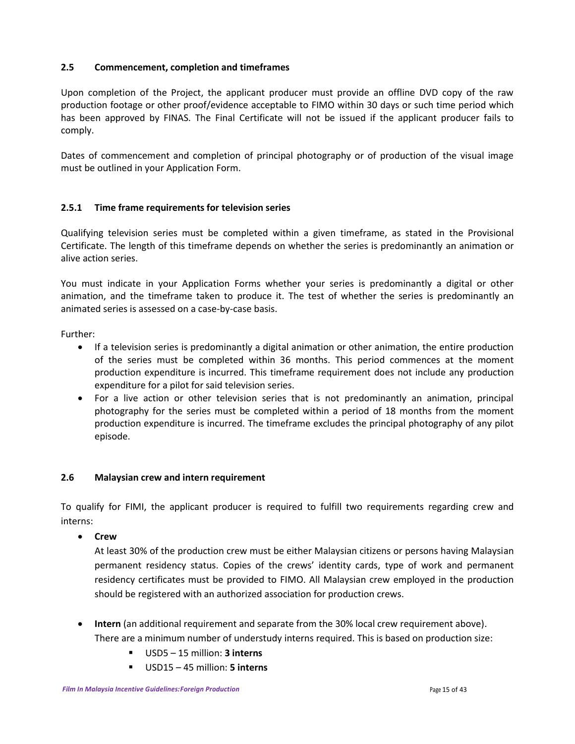### 2.5 Commencement, completion and timeframes

Upon completion of the Project, the applicant producer must provide an offline DVD copy of the raw production footage or other proof/evidence acceptable to FIMO within 30 days or such time period which has been approved by FINAS. The Final Certificate will not be issued if the applicant producer fails to comply.

Dates of commencement and completion of principal photography or of production of the visual image must be outlined in your Application Form.

#### 2.5.1 Time frame requirements for television series

Qualifying television series must be completed within a given timeframe, as stated in the Provisional Certificate. The length of this timeframe depends on whether the series is predominantly an animation or alive action series.

You must indicate in your Application Forms whether your series is predominantly a digital or other animation, and the timeframe taken to produce it. The test of whether the series is predominantly an animated series is assessed on a case-by-case basis.

Further:

- If a television series is predominantly a digital animation or other animation, the entire production of the series must be completed within 36 months. This period commences at the moment production expenditure is incurred. This timeframe requirement does not include any production expenditure for a pilot for said television series.
- For a live action or other television series that is not predominantly an animation, principal photography for the series must be completed within a period of 18 months from the moment production expenditure is incurred. The timeframe excludes the principal photography of any pilot episode.

### 2.6 Malaysian crew and intern requirement

To qualify for FIMI, the applicant producer is required to fulfill two requirements regarding crew and interns:

- **Crew**
  At least 30% of the production crew must be either Malaysian citizens or persons having Malaysian permanent residency status. Copies of the crews' identity cards, type of work and permanent residency certificates must be provided to FIMO. All Malaysian crew employed in the production should be registered with an authorized association for production crews.

- **Intern** (an additional requirement and separate from the 30% local crew requirement above).
  There are a minimum number of understudy interns required. This is based on production size:
  - USD5 – 15 million: **3 interns**
  - USD15 – 45 million: **5 interns**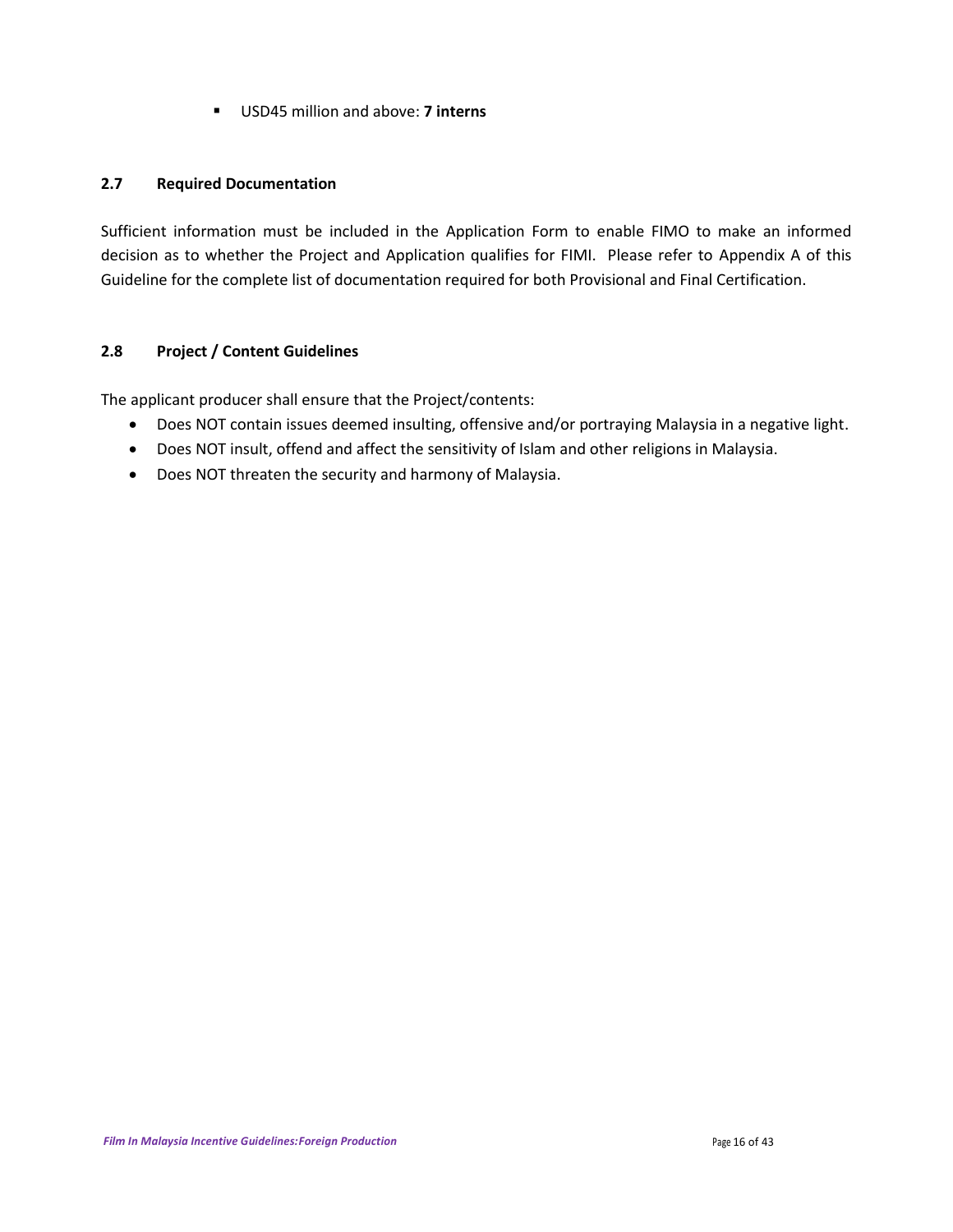- USD45 million and above: **7 interns**

### 2.7 Required Documentation

Sufficient information must be included in the Application Form to enable FIMO to make an informed decision as to whether the Project and Application qualifies for FIMI. Please refer to Appendix A of this Guideline for the complete list of documentation required for both Provisional and Final Certification.

### 2.8 Project / Content Guidelines

The applicant producer shall ensure that the Project/contents:

- Does NOT contain issues deemed insulting, offensive and/or portraying Malaysia in a negative light.
- Does NOT insult, offend and affect the sensitivity of Islam and other religions in Malaysia.
- Does NOT threaten the security and harmony of Malaysia.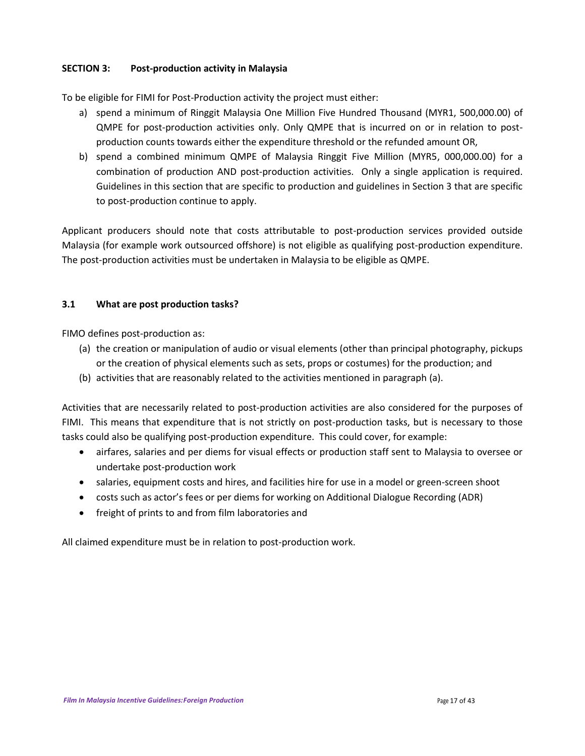## SECTION 3: Post-production activity in Malaysia

To be eligible for FIMI for Post-Production activity the project must either:

a) spend a minimum of Ringgit Malaysia One Million Five Hundred Thousand (MYR1, 500,000.00) of QMPE for post-production activities only. Only QMPE that is incurred on or in relation to post-production counts towards either the expenditure threshold or the refunded amount OR,
b) spend a combined minimum QMPE of Malaysia Ringgit Five Million (MYR5, 000,000.00) for a combination of production AND post-production activities. Only a single application is required. Guidelines in this section that are specific to production and guidelines in Section 3 that are specific to post-production continue to apply.

Applicant producers should note that costs attributable to post-production services provided outside Malaysia (for example work outsourced offshore) is not eligible as qualifying post-production expenditure. The post-production activities must be undertaken in Malaysia to be eligible as QMPE.

### 3.1 What are post production tasks?

FIMO defines post-production as:

(a) the creation or manipulation of audio or visual elements (other than principal photography, pickups or the creation of physical elements such as sets, props or costumes) for the production; and
(b) activities that are reasonably related to the activities mentioned in paragraph (a).

Activities that are necessarily related to post-production activities are also considered for the purposes of FIMI. This means that expenditure that is not strictly on post-production tasks, but is necessary to those tasks could also be qualifying post-production expenditure. This could cover, for example:

- airfares, salaries and per diems for visual effects or production staff sent to Malaysia to oversee or undertake post-production work
- salaries, equipment costs and hires, and facilities hire for use in a model or green-screen shoot
- costs such as actor's fees or per diems for working on Additional Dialogue Recording (ADR)
- freight of prints to and from film laboratories and

All claimed expenditure must be in relation to post-production work.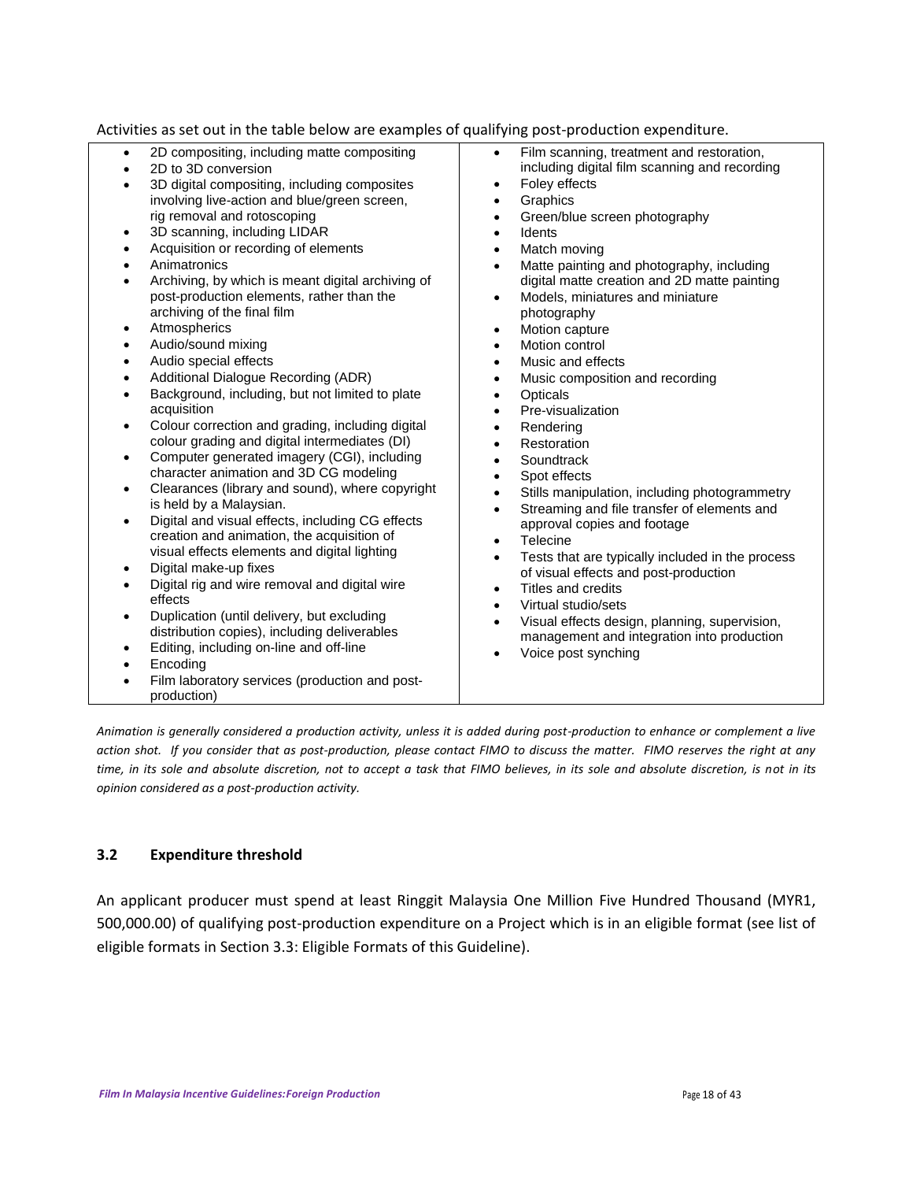Activities as set out in the table below are examples of qualifying post-production expenditure.

| | |
|---|---|
| • 2D compositing, including matte compositing<br>• 2D to 3D conversion<br>• 3D digital compositing, including composites involving live-action and blue/green screen, rig removal and rotoscoping<br>• 3D scanning, including LIDAR<br>• Acquisition or recording of elements<br>• Animatronics<br>• Archiving, by which is meant digital archiving of post-production elements, rather than the archiving of the final film<br>• Atmospherics<br>• Audio/sound mixing<br>• Audio special effects<br>• Additional Dialogue Recording (ADR)<br>• Background, including, but not limited to plate acquisition<br>• Colour correction and grading, including digital colour grading and digital intermediates (DI)<br>• Computer generated imagery (CGI), including character animation and 3D CG modeling<br>• Clearances (library and sound), where copyright is held by a Malaysian.<br>• Digital and visual effects, including CG effects creation and animation, the acquisition of visual effects elements and digital lighting<br>• Digital make-up fixes<br>• Digital rig and wire removal and digital wire effects<br>• Duplication (until delivery, but excluding distribution copies), including deliverables<br>• Editing, including on-line and off-line<br>• Encoding<br>• Film laboratory services (production and post-production) | • Film scanning, treatment and restoration, including digital film scanning and recording<br>• Foley effects<br>• Graphics<br>• Green/blue screen photography<br>• Idents<br>• Match moving<br>• Matte painting and photography, including digital matte creation and 2D matte painting<br>• Models, miniatures and miniature photography<br>• Motion capture<br>• Motion control<br>• Music and effects<br>• Music composition and recording<br>• Opticals<br>• Pre-visualization<br>• Rendering<br>• Restoration<br>• Soundtrack<br>• Spot effects<br>• Stills manipulation, including photogrammetry<br>• Streaming and file transfer of elements and approval copies and footage<br>• Telecine<br>• Tests that are typically included in the process of visual effects and post-production<br>• Titles and credits<br>• Virtual studio/sets<br>• Visual effects design, planning, supervision, management and integration into production<br>• Voice post synching |

*Animation is generally considered a production activity, unless it is added during post-production to enhance or complement a live action shot. If you consider that as post-production, please contact FIMO to discuss the matter. FIMO reserves the right at any time, in its sole and absolute discretion, not to accept a task that FIMO believes, in its sole and absolute discretion, is not in its opinion considered as a post-production activity.*

### 3.2 Expenditure threshold

An applicant producer must spend at least Ringgit Malaysia One Million Five Hundred Thousand (MYR1, 500,000.00) of qualifying post-production expenditure on a Project which is in an eligible format (see list of eligible formats in Section 3.3: Eligible Formats of this Guideline).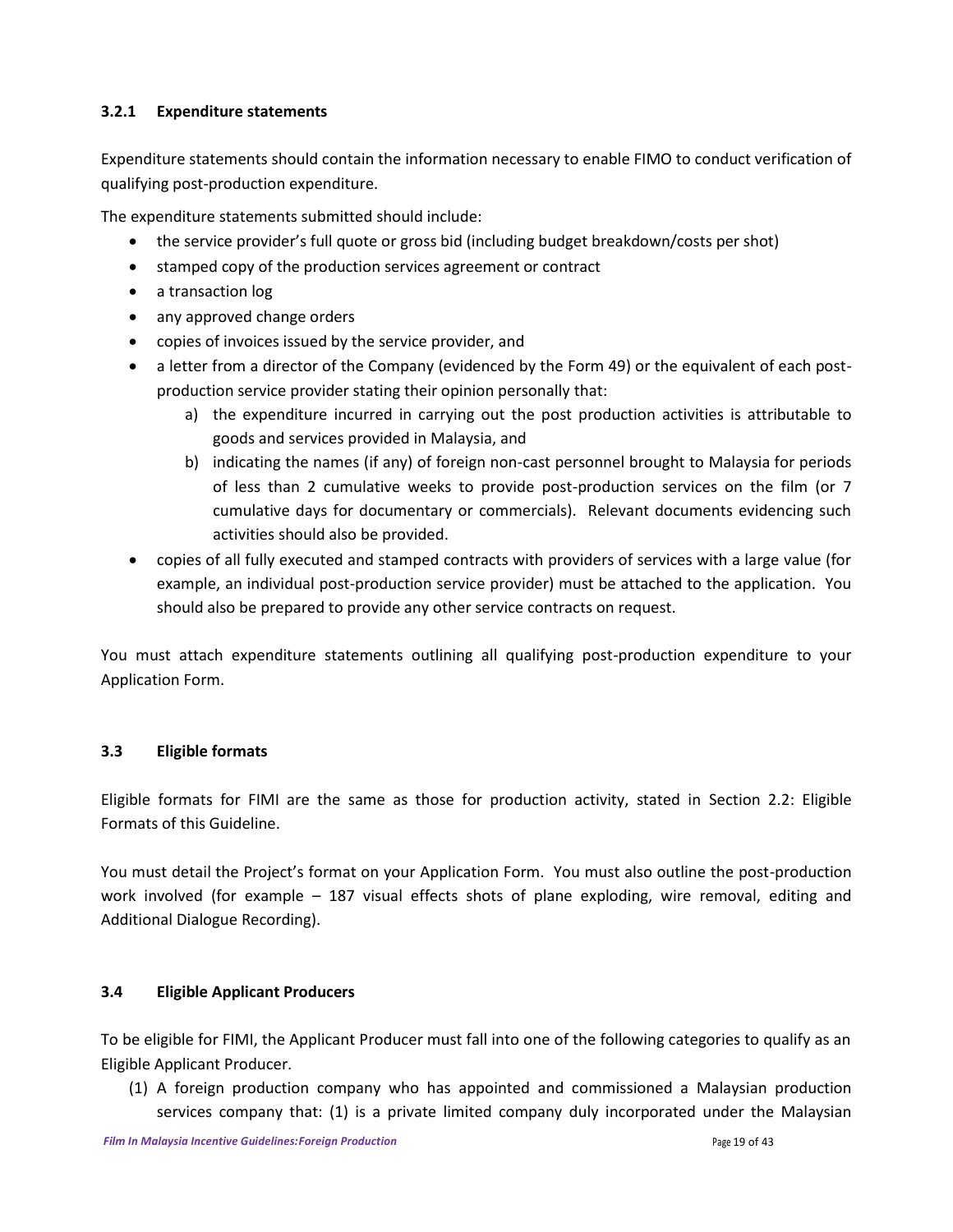### 3.2.1 Expenditure statements

Expenditure statements should contain the information necessary to enable FIMO to conduct verification of qualifying post-production expenditure.

The expenditure statements submitted should include:

- the service provider's full quote or gross bid (including budget breakdown/costs per shot)
- stamped copy of the production services agreement or contract
- a transaction log
- any approved change orders
- copies of invoices issued by the service provider, and
- a letter from a director of the Company (evidenced by the Form 49) or the equivalent of each post-production service provider stating their opinion personally that:
  a) the expenditure incurred in carrying out the post production activities is attributable to goods and services provided in Malaysia, and
  b) indicating the names (if any) of foreign non-cast personnel brought to Malaysia for periods of less than 2 cumulative weeks to provide post-production services on the film (or 7 cumulative days for documentary or commercials). Relevant documents evidencing such activities should also be provided.
- copies of all fully executed and stamped contracts with providers of services with a large value (for example, an individual post-production service provider) must be attached to the application. You should also be prepared to provide any other service contracts on request.

You must attach expenditure statements outlining all qualifying post-production expenditure to your Application Form.

## 3.3 Eligible formats

Eligible formats for FIMI are the same as those for production activity, stated in Section 2.2: Eligible Formats of this Guideline.

You must detail the Project's format on your Application Form. You must also outline the post-production work involved (for example – 187 visual effects shots of plane exploding, wire removal, editing and Additional Dialogue Recording).

## 3.4 Eligible Applicant Producers

To be eligible for FIMI, the Applicant Producer must fall into one of the following categories to qualify as an Eligible Applicant Producer.

(1) A foreign production company who has appointed and commissioned a Malaysian production services company that: (1) is a private limited company duly incorporated under the Malaysian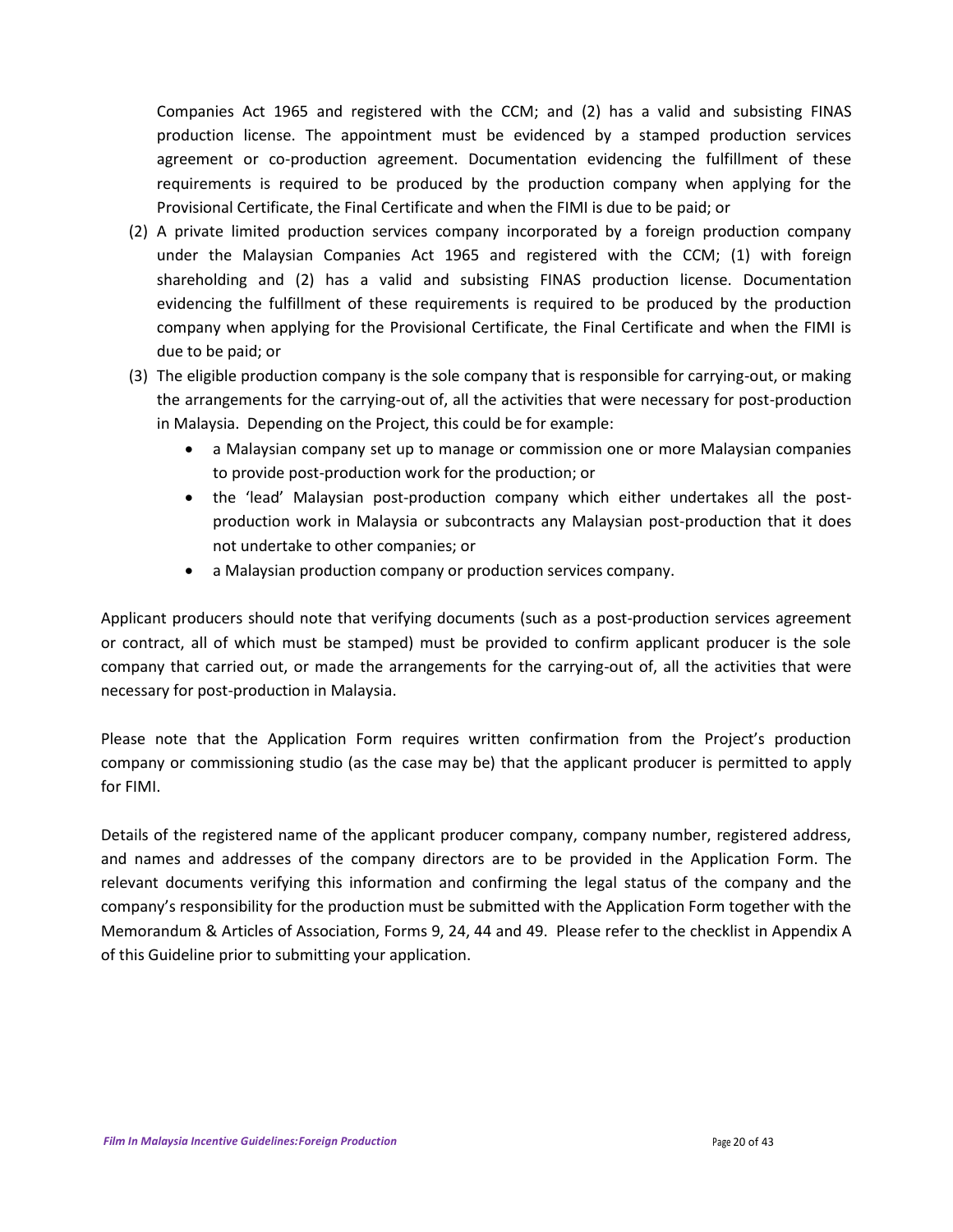Companies Act 1965 and registered with the CCM; and (2) has a valid and subsisting FINAS production license. The appointment must be evidenced by a stamped production services agreement or co-production agreement. Documentation evidencing the fulfillment of these requirements is required to be produced by the production company when applying for the Provisional Certificate, the Final Certificate and when the FIMI is due to be paid; or

(2) A private limited production services company incorporated by a foreign production company under the Malaysian Companies Act 1965 and registered with the CCM; (1) with foreign shareholding and (2) has a valid and subsisting FINAS production license. Documentation evidencing the fulfillment of these requirements is required to be produced by the production company when applying for the Provisional Certificate, the Final Certificate and when the FIMI is due to be paid; or

(3) The eligible production company is the sole company that is responsible for carrying-out, or making the arrangements for the carrying-out of, all the activities that were necessary for post-production in Malaysia. Depending on the Project, this could be for example:
   - a Malaysian company set up to manage or commission one or more Malaysian companies to provide post-production work for the production; or
   - the 'lead' Malaysian post-production company which either undertakes all the post-production work in Malaysia or subcontracts any Malaysian post-production that it does not undertake to other companies; or
   - a Malaysian production company or production services company.

Applicant producers should note that verifying documents (such as a post-production services agreement or contract, all of which must be stamped) must be provided to confirm applicant producer is the sole company that carried out, or made the arrangements for the carrying-out of, all the activities that were necessary for post-production in Malaysia.

Please note that the Application Form requires written confirmation from the Project's production company or commissioning studio (as the case may be) that the applicant producer is permitted to apply for FIMI.

Details of the registered name of the applicant producer company, company number, registered address, and names and addresses of the company directors are to be provided in the Application Form. The relevant documents verifying this information and confirming the legal status of the company and the company's responsibility for the production must be submitted with the Application Form together with the Memorandum & Articles of Association, Forms 9, 24, 44 and 49. Please refer to the checklist in Appendix A of this Guideline prior to submitting your application.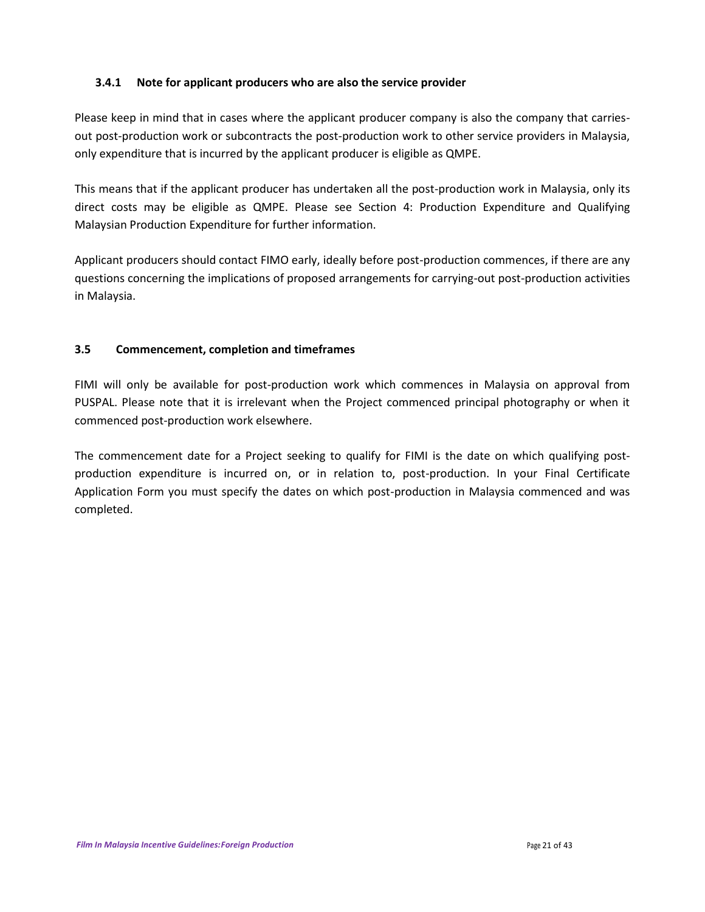### 3.4.1 Note for applicant producers who are also the service provider

Please keep in mind that in cases where the applicant producer company is also the company that carries-out post-production work or subcontracts the post-production work to other service providers in Malaysia, only expenditure that is incurred by the applicant producer is eligible as QMPE.

This means that if the applicant producer has undertaken all the post-production work in Malaysia, only its direct costs may be eligible as QMPE. Please see Section 4: Production Expenditure and Qualifying Malaysian Production Expenditure for further information.

Applicant producers should contact FIMO early, ideally before post-production commences, if there are any questions concerning the implications of proposed arrangements for carrying-out post-production activities in Malaysia.

## 3.5 Commencement, completion and timeframes

FIMI will only be available for post-production work which commences in Malaysia on approval from PUSPAL. Please note that it is irrelevant when the Project commenced principal photography or when it commenced post-production work elsewhere.

The commencement date for a Project seeking to qualify for FIMI is the date on which qualifying post-production expenditure is incurred on, or in relation to, post-production. In your Final Certificate Application Form you must specify the dates on which post-production in Malaysia commenced and was completed.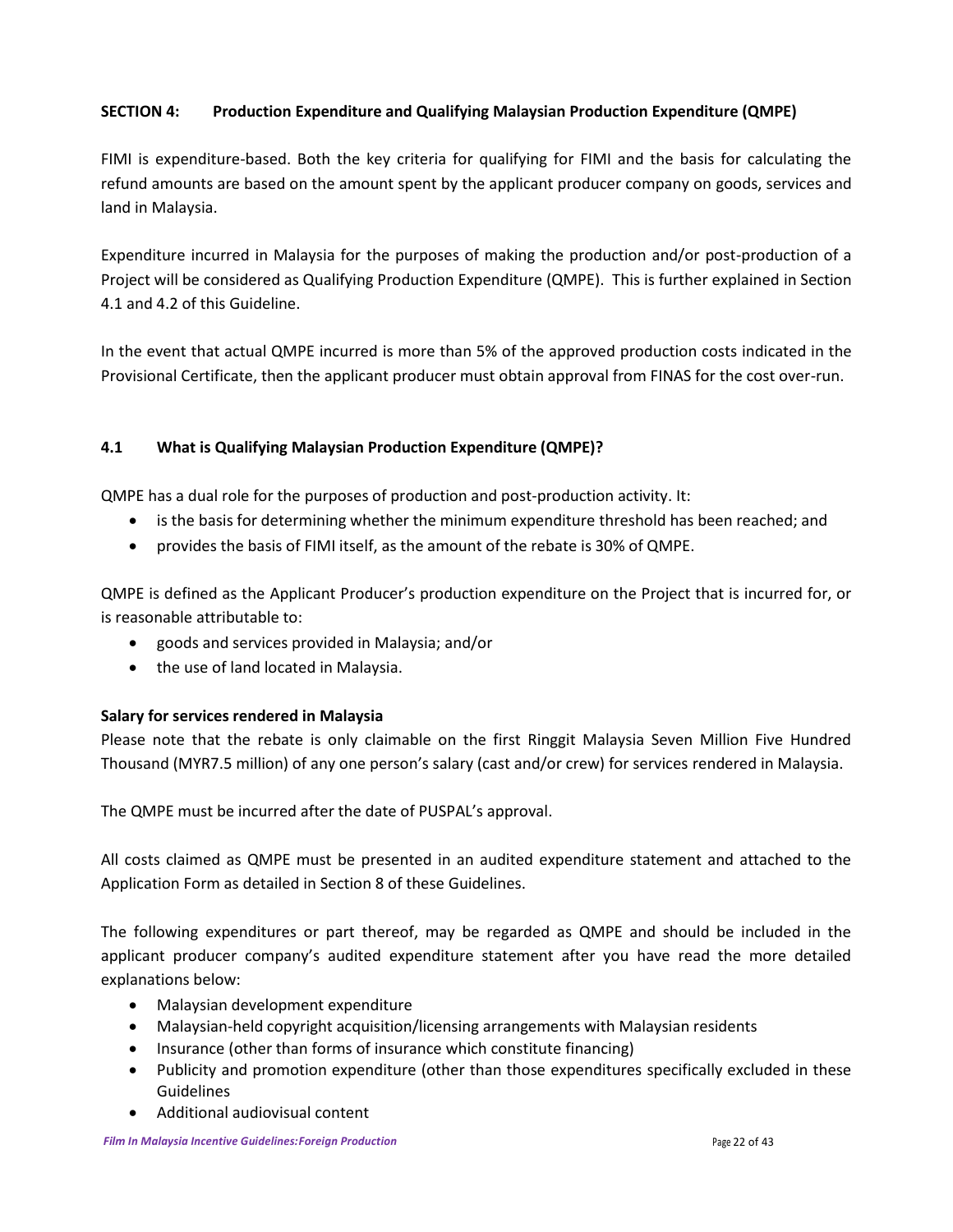## SECTION 4: Production Expenditure and Qualifying Malaysian Production Expenditure (QMPE)

FIMI is expenditure-based. Both the key criteria for qualifying for FIMI and the basis for calculating the refund amounts are based on the amount spent by the applicant producer company on goods, services and land in Malaysia.

Expenditure incurred in Malaysia for the purposes of making the production and/or post-production of a Project will be considered as Qualifying Production Expenditure (QMPE). This is further explained in Section 4.1 and 4.2 of this Guideline.

In the event that actual QMPE incurred is more than 5% of the approved production costs indicated in the Provisional Certificate, then the applicant producer must obtain approval from FINAS for the cost over-run.

### 4.1 What is Qualifying Malaysian Production Expenditure (QMPE)?

QMPE has a dual role for the purposes of production and post-production activity. It:

- is the basis for determining whether the minimum expenditure threshold has been reached; and
- provides the basis of FIMI itself, as the amount of the rebate is 30% of QMPE.

QMPE is defined as the Applicant Producer's production expenditure on the Project that is incurred for, or is reasonable attributable to:

- goods and services provided in Malaysia; and/or
- the use of land located in Malaysia.

**Salary for services rendered in Malaysia**

Please note that the rebate is only claimable on the first Ringgit Malaysia Seven Million Five Hundred Thousand (MYR7.5 million) of any one person's salary (cast and/or crew) for services rendered in Malaysia.

The QMPE must be incurred after the date of PUSPAL's approval.

All costs claimed as QMPE must be presented in an audited expenditure statement and attached to the Application Form as detailed in Section 8 of these Guidelines.

The following expenditures or part thereof, may be regarded as QMPE and should be included in the applicant producer company's audited expenditure statement after you have read the more detailed explanations below:

- Malaysian development expenditure
- Malaysian-held copyright acquisition/licensing arrangements with Malaysian residents
- Insurance (other than forms of insurance which constitute financing)
- Publicity and promotion expenditure (other than those expenditures specifically excluded in these Guidelines
- Additional audiovisual content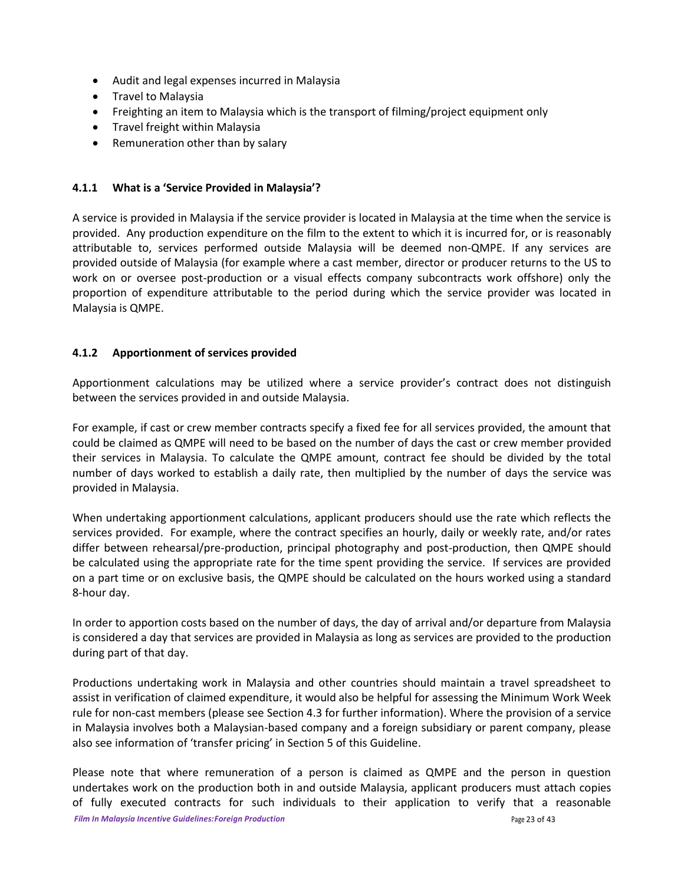- Audit and legal expenses incurred in Malaysia
- Travel to Malaysia
- Freighting an item to Malaysia which is the transport of filming/project equipment only
- Travel freight within Malaysia
- Remuneration other than by salary

### 4.1.1 What is a 'Service Provided in Malaysia'?

A service is provided in Malaysia if the service provider is located in Malaysia at the time when the service is provided. Any production expenditure on the film to the extent to which it is incurred for, or is reasonably attributable to, services performed outside Malaysia will be deemed non-QMPE. If any services are provided outside of Malaysia (for example where a cast member, director or producer returns to the US to work on or oversee post-production or a visual effects company subcontracts work offshore) only the proportion of expenditure attributable to the period during which the service provider was located in Malaysia is QMPE.

### 4.1.2 Apportionment of services provided

Apportionment calculations may be utilized where a service provider's contract does not distinguish between the services provided in and outside Malaysia.

For example, if cast or crew member contracts specify a fixed fee for all services provided, the amount that could be claimed as QMPE will need to be based on the number of days the cast or crew member provided their services in Malaysia. To calculate the QMPE amount, contract fee should be divided by the total number of days worked to establish a daily rate, then multiplied by the number of days the service was provided in Malaysia.

When undertaking apportionment calculations, applicant producers should use the rate which reflects the services provided. For example, where the contract specifies an hourly, daily or weekly rate, and/or rates differ between rehearsal/pre-production, principal photography and post-production, then QMPE should be calculated using the appropriate rate for the time spent providing the service. If services are provided on a part time or on exclusive basis, the QMPE should be calculated on the hours worked using a standard 8-hour day.

In order to apportion costs based on the number of days, the day of arrival and/or departure from Malaysia is considered a day that services are provided in Malaysia as long as services are provided to the production during part of that day.

Productions undertaking work in Malaysia and other countries should maintain a travel spreadsheet to assist in verification of claimed expenditure, it would also be helpful for assessing the Minimum Work Week rule for non-cast members (please see Section 4.3 for further information). Where the provision of a service in Malaysia involves both a Malaysian-based company and a foreign subsidiary or parent company, please also see information of 'transfer pricing' in Section 5 of this Guideline.

Please note that where remuneration of a person is claimed as QMPE and the person in question undertakes work on the production both in and outside Malaysia, applicant producers must attach copies of fully executed contracts for such individuals to their application to verify that a reasonable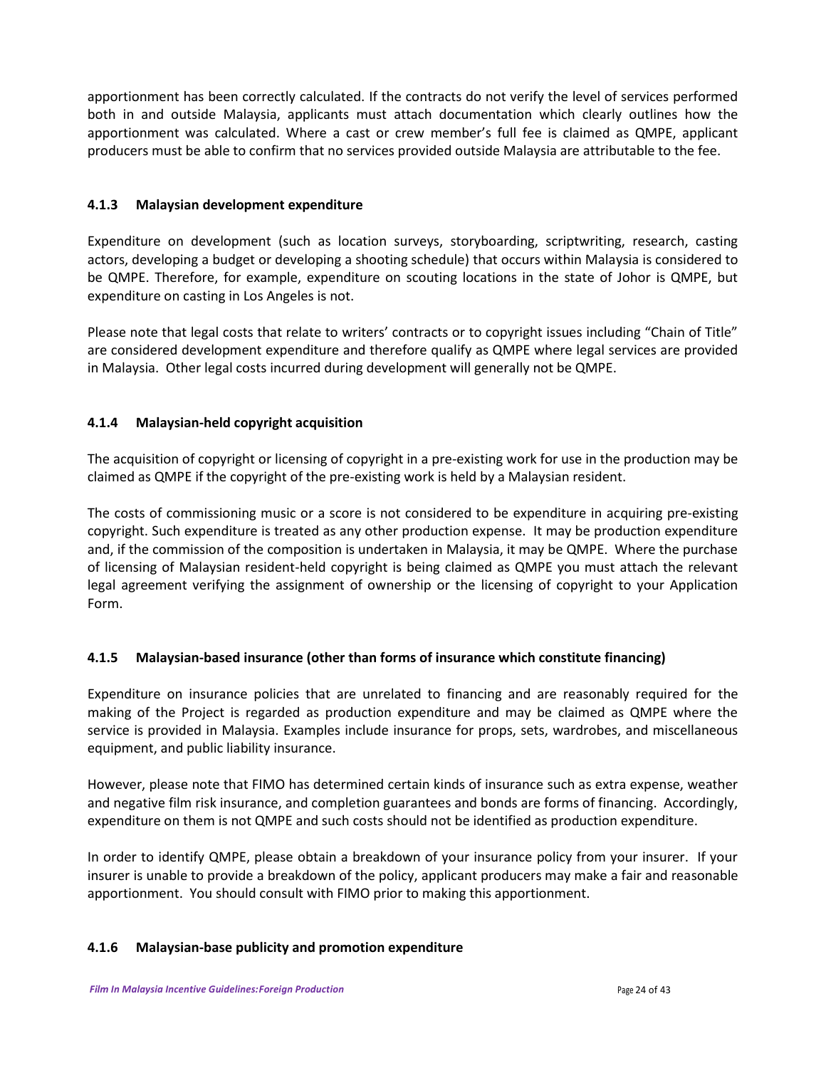apportionment has been correctly calculated. If the contracts do not verify the level of services performed both in and outside Malaysia, applicants must attach documentation which clearly outlines how the apportionment was calculated. Where a cast or crew member's full fee is claimed as QMPE, applicant producers must be able to confirm that no services provided outside Malaysia are attributable to the fee.

#### 4.1.3 Malaysian development expenditure

Expenditure on development (such as location surveys, storyboarding, scriptwriting, research, casting actors, developing a budget or developing a shooting schedule) that occurs within Malaysia is considered to be QMPE. Therefore, for example, expenditure on scouting locations in the state of Johor is QMPE, but expenditure on casting in Los Angeles is not.

Please note that legal costs that relate to writers' contracts or to copyright issues including "Chain of Title" are considered development expenditure and therefore qualify as QMPE where legal services are provided in Malaysia. Other legal costs incurred during development will generally not be QMPE.

#### 4.1.4 Malaysian-held copyright acquisition

The acquisition of copyright or licensing of copyright in a pre-existing work for use in the production may be claimed as QMPE if the copyright of the pre-existing work is held by a Malaysian resident.

The costs of commissioning music or a score is not considered to be expenditure in acquiring pre-existing copyright. Such expenditure is treated as any other production expense. It may be production expenditure and, if the commission of the composition is undertaken in Malaysia, it may be QMPE. Where the purchase of licensing of Malaysian resident-held copyright is being claimed as QMPE you must attach the relevant legal agreement verifying the assignment of ownership or the licensing of copyright to your Application Form.

#### 4.1.5 Malaysian-based insurance (other than forms of insurance which constitute financing)

Expenditure on insurance policies that are unrelated to financing and are reasonably required for the making of the Project is regarded as production expenditure and may be claimed as QMPE where the service is provided in Malaysia. Examples include insurance for props, sets, wardrobes, and miscellaneous equipment, and public liability insurance.

However, please note that FIMO has determined certain kinds of insurance such as extra expense, weather and negative film risk insurance, and completion guarantees and bonds are forms of financing. Accordingly, expenditure on them is not QMPE and such costs should not be identified as production expenditure.

In order to identify QMPE, please obtain a breakdown of your insurance policy from your insurer. If your insurer is unable to provide a breakdown of the policy, applicant producers may make a fair and reasonable apportionment. You should consult with FIMO prior to making this apportionment.

#### 4.1.6 Malaysian-base publicity and promotion expenditure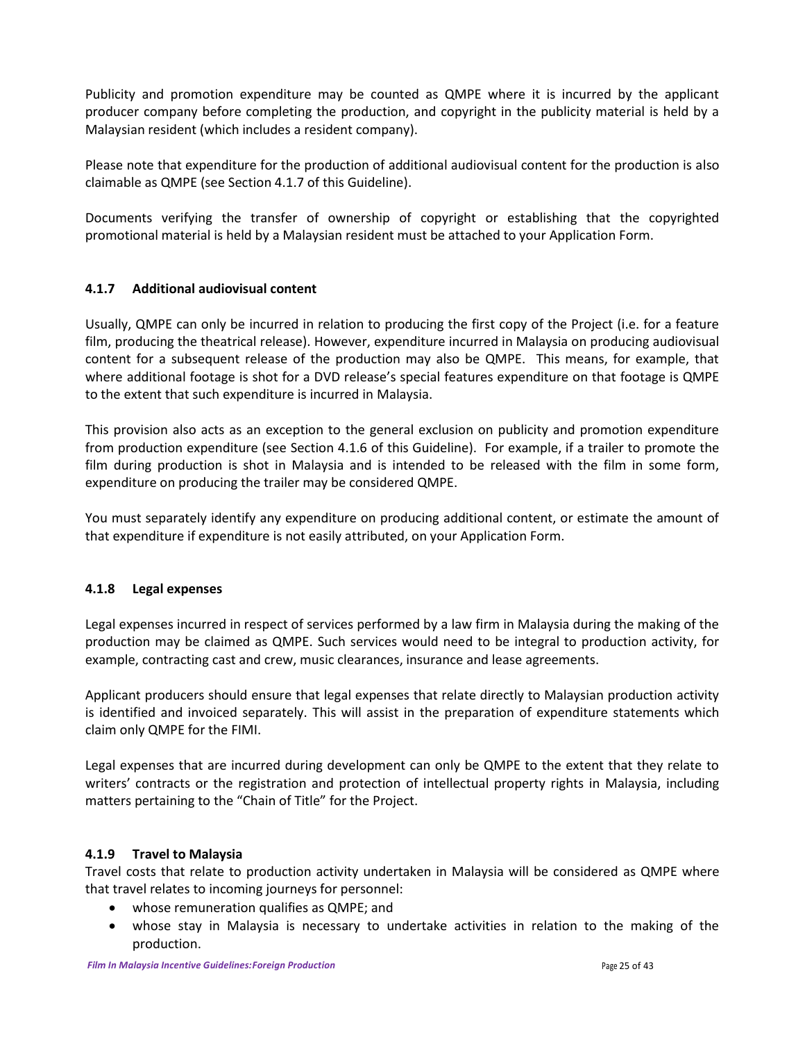Publicity and promotion expenditure may be counted as QMPE where it is incurred by the applicant producer company before completing the production, and copyright in the publicity material is held by a Malaysian resident (which includes a resident company).

Please note that expenditure for the production of additional audiovisual content for the production is also claimable as QMPE (see Section 4.1.7 of this Guideline).

Documents verifying the transfer of ownership of copyright or establishing that the copyrighted promotional material is held by a Malaysian resident must be attached to your Application Form.

#### 4.1.7 Additional audiovisual content

Usually, QMPE can only be incurred in relation to producing the first copy of the Project (i.e. for a feature film, producing the theatrical release). However, expenditure incurred in Malaysia on producing audiovisual content for a subsequent release of the production may also be QMPE. This means, for example, that where additional footage is shot for a DVD release's special features expenditure on that footage is QMPE to the extent that such expenditure is incurred in Malaysia.

This provision also acts as an exception to the general exclusion on publicity and promotion expenditure from production expenditure (see Section 4.1.6 of this Guideline). For example, if a trailer to promote the film during production is shot in Malaysia and is intended to be released with the film in some form, expenditure on producing the trailer may be considered QMPE.

You must separately identify any expenditure on producing additional content, or estimate the amount of that expenditure if expenditure is not easily attributed, on your Application Form.

#### 4.1.8 Legal expenses

Legal expenses incurred in respect of services performed by a law firm in Malaysia during the making of the production may be claimed as QMPE. Such services would need to be integral to production activity, for example, contracting cast and crew, music clearances, insurance and lease agreements.

Applicant producers should ensure that legal expenses that relate directly to Malaysian production activity is identified and invoiced separately. This will assist in the preparation of expenditure statements which claim only QMPE for the FIMI.

Legal expenses that are incurred during development can only be QMPE to the extent that they relate to writers' contracts or the registration and protection of intellectual property rights in Malaysia, including matters pertaining to the "Chain of Title" for the Project.

#### 4.1.9 Travel to Malaysia

Travel costs that relate to production activity undertaken in Malaysia will be considered as QMPE where that travel relates to incoming journeys for personnel:

- whose remuneration qualifies as QMPE; and
- whose stay in Malaysia is necessary to undertake activities in relation to the making of the production.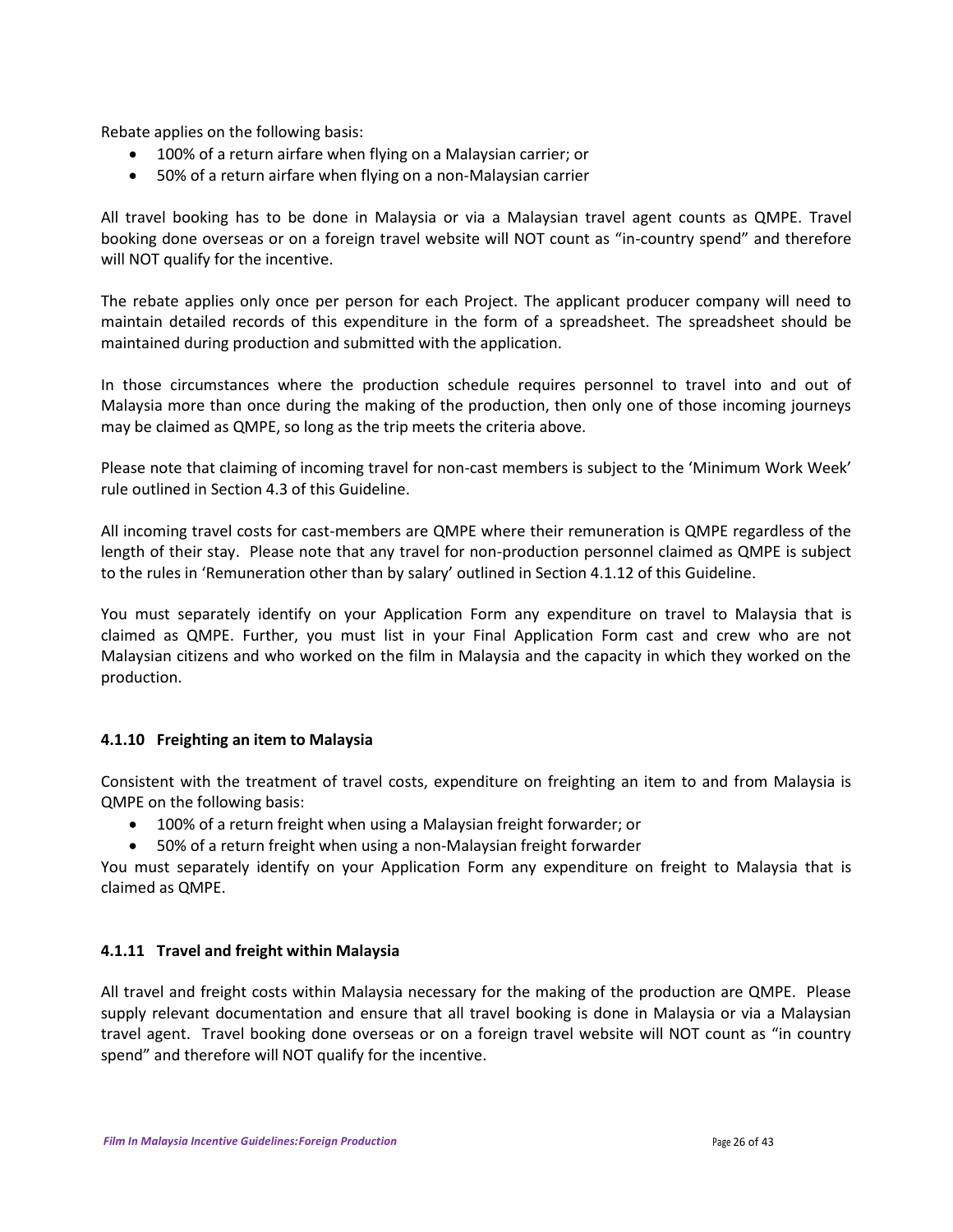Rebate applies on the following basis:

- 100% of a return airfare when flying on a Malaysian carrier; or
- 50% of a return airfare when flying on a non-Malaysian carrier

All travel booking has to be done in Malaysia or via a Malaysian travel agent counts as QMPE. Travel booking done overseas or on a foreign travel website will NOT count as "in-country spend" and therefore will NOT qualify for the incentive.

The rebate applies only once per person for each Project. The applicant producer company will need to maintain detailed records of this expenditure in the form of a spreadsheet. The spreadsheet should be maintained during production and submitted with the application.

In those circumstances where the production schedule requires personnel to travel into and out of Malaysia more than once during the making of the production, then only one of those incoming journeys may be claimed as QMPE, so long as the trip meets the criteria above.

Please note that claiming of incoming travel for non-cast members is subject to the 'Minimum Work Week' rule outlined in Section 4.3 of this Guideline.

All incoming travel costs for cast-members are QMPE where their remuneration is QMPE regardless of the length of their stay. Please note that any travel for non-production personnel claimed as QMPE is subject to the rules in 'Remuneration other than by salary' outlined in Section 4.1.12 of this Guideline.

You must separately identify on your Application Form any expenditure on travel to Malaysia that is claimed as QMPE. Further, you must list in your Final Application Form cast and crew who are not Malaysian citizens and who worked on the film in Malaysia and the capacity in which they worked on the production.

#### 4.1.10 Freighting an item to Malaysia

Consistent with the treatment of travel costs, expenditure on freighting an item to and from Malaysia is QMPE on the following basis:

- 100% of a return freight when using a Malaysian freight forwarder; or
- 50% of a return freight when using a non-Malaysian freight forwarder

You must separately identify on your Application Form any expenditure on freight to Malaysia that is claimed as QMPE.

#### 4.1.11 Travel and freight within Malaysia

All travel and freight costs within Malaysia necessary for the making of the production are QMPE. Please supply relevant documentation and ensure that all travel booking is done in Malaysia or via a Malaysian travel agent. Travel booking done overseas or on a foreign travel website will NOT count as "in country spend" and therefore will NOT qualify for the incentive.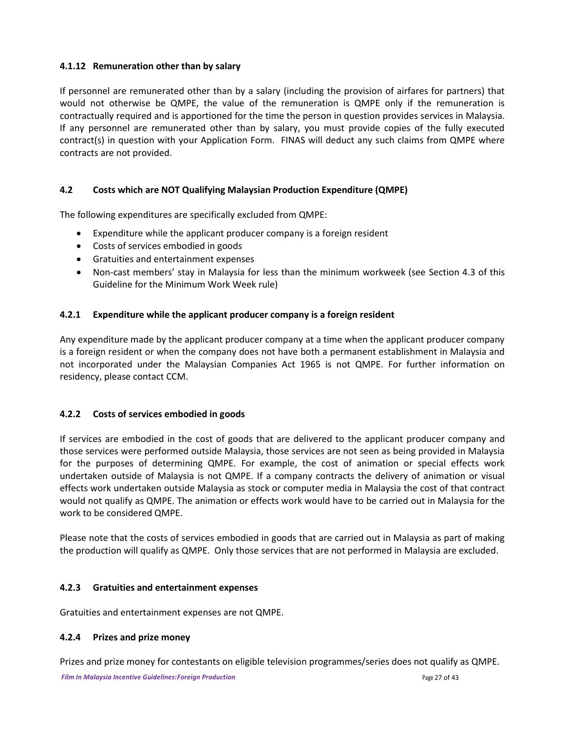#### 4.1.12 Remuneration other than by salary

If personnel are remunerated other than by a salary (including the provision of airfares for partners) that would not otherwise be QMPE, the value of the remuneration is QMPE only if the remuneration is contractually required and is apportioned for the time the person in question provides services in Malaysia. If any personnel are remunerated other than by salary, you must provide copies of the fully executed contract(s) in question with your Application Form. FINAS will deduct any such claims from QMPE where contracts are not provided.

### 4.2 Costs which are NOT Qualifying Malaysian Production Expenditure (QMPE)

The following expenditures are specifically excluded from QMPE:

- Expenditure while the applicant producer company is a foreign resident
- Costs of services embodied in goods
- Gratuities and entertainment expenses
- Non-cast members' stay in Malaysia for less than the minimum workweek (see Section 4.3 of this Guideline for the Minimum Work Week rule)

#### 4.2.1 Expenditure while the applicant producer company is a foreign resident

Any expenditure made by the applicant producer company at a time when the applicant producer company is a foreign resident or when the company does not have both a permanent establishment in Malaysia and not incorporated under the Malaysian Companies Act 1965 is not QMPE. For further information on residency, please contact CCM.

#### 4.2.2 Costs of services embodied in goods

If services are embodied in the cost of goods that are delivered to the applicant producer company and those services were performed outside Malaysia, those services are not seen as being provided in Malaysia for the purposes of determining QMPE. For example, the cost of animation or special effects work undertaken outside of Malaysia is not QMPE. If a company contracts the delivery of animation or visual effects work undertaken outside Malaysia as stock or computer media in Malaysia the cost of that contract would not qualify as QMPE. The animation or effects work would have to be carried out in Malaysia for the work to be considered QMPE.

Please note that the costs of services embodied in goods that are carried out in Malaysia as part of making the production will qualify as QMPE. Only those services that are not performed in Malaysia are excluded.

#### 4.2.3 Gratuities and entertainment expenses

Gratuities and entertainment expenses are not QMPE.

#### 4.2.4 Prizes and prize money

Prizes and prize money for contestants on eligible television programmes/series does not qualify as QMPE.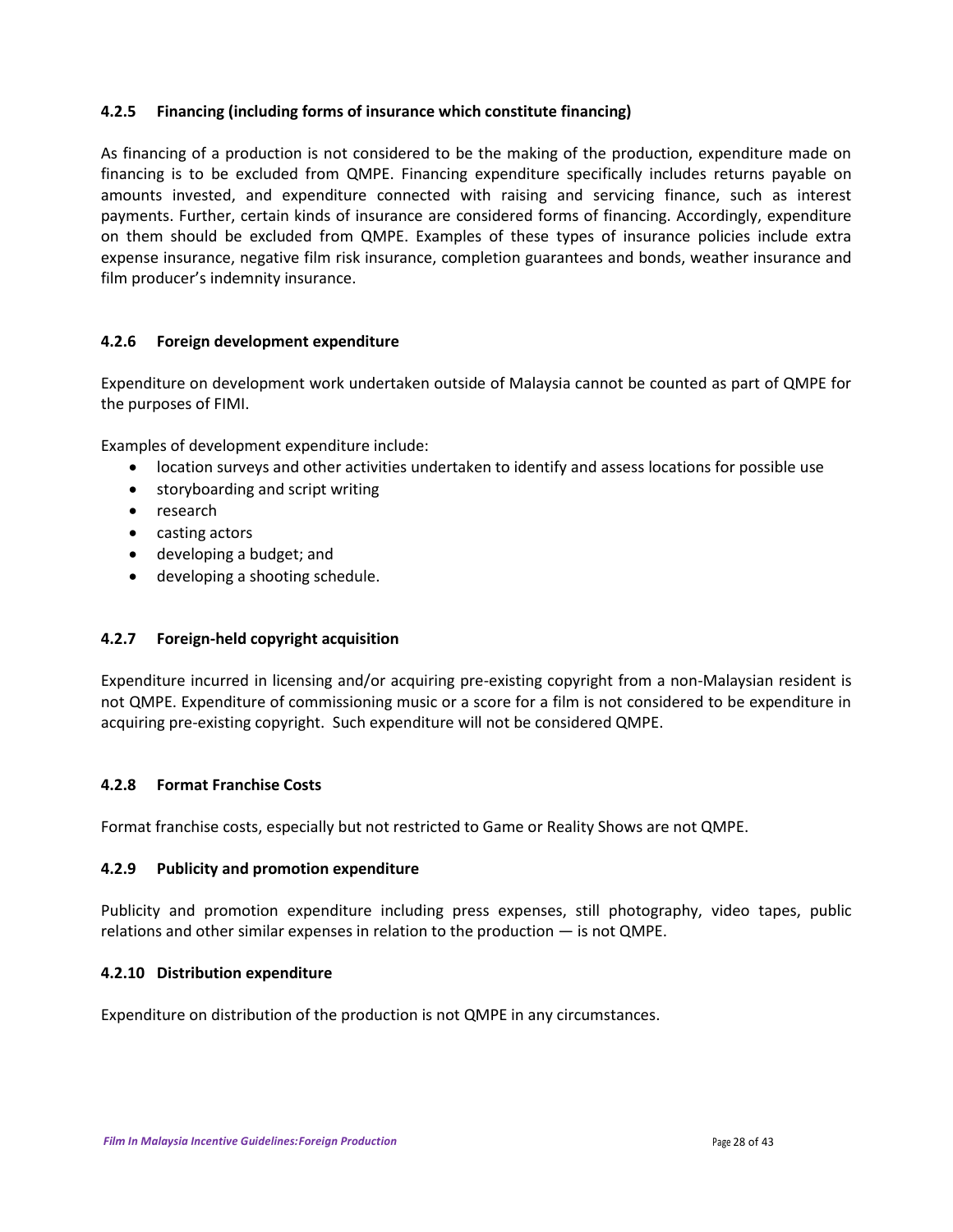#### 4.2.5 Financing (including forms of insurance which constitute financing)

As financing of a production is not considered to be the making of the production, expenditure made on financing is to be excluded from QMPE. Financing expenditure specifically includes returns payable on amounts invested, and expenditure connected with raising and servicing finance, such as interest payments. Further, certain kinds of insurance are considered forms of financing. Accordingly, expenditure on them should be excluded from QMPE. Examples of these types of insurance policies include extra expense insurance, negative film risk insurance, completion guarantees and bonds, weather insurance and film producer's indemnity insurance.

#### 4.2.6 Foreign development expenditure

Expenditure on development work undertaken outside of Malaysia cannot be counted as part of QMPE for the purposes of FIMI.

Examples of development expenditure include:

- location surveys and other activities undertaken to identify and assess locations for possible use
- storyboarding and script writing
- research
- casting actors
- developing a budget; and
- developing a shooting schedule.

#### 4.2.7 Foreign-held copyright acquisition

Expenditure incurred in licensing and/or acquiring pre-existing copyright from a non-Malaysian resident is not QMPE. Expenditure of commissioning music or a score for a film is not considered to be expenditure in acquiring pre-existing copyright. Such expenditure will not be considered QMPE.

#### 4.2.8 Format Franchise Costs

Format franchise costs, especially but not restricted to Game or Reality Shows are not QMPE.

#### 4.2.9 Publicity and promotion expenditure

Publicity and promotion expenditure including press expenses, still photography, video tapes, public relations and other similar expenses in relation to the production — is not QMPE.

#### 4.2.10 Distribution expenditure

Expenditure on distribution of the production is not QMPE in any circumstances.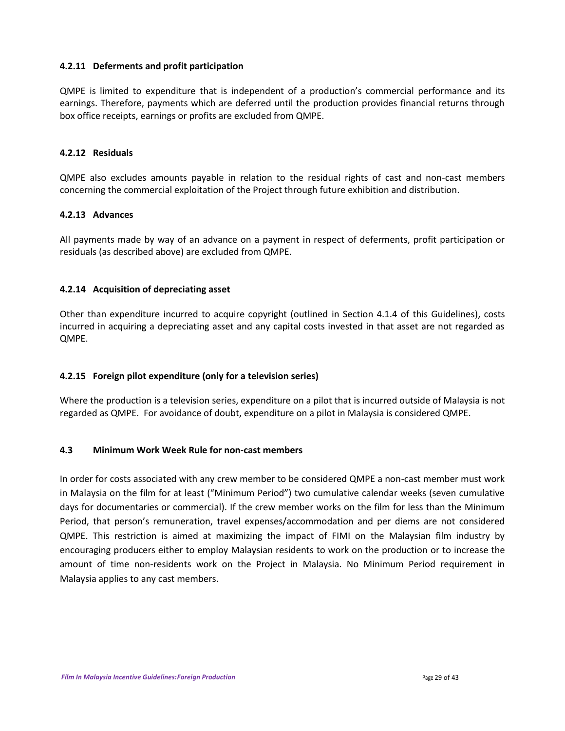#### 4.2.11 Deferments and profit participation

QMPE is limited to expenditure that is independent of a production's commercial performance and its earnings. Therefore, payments which are deferred until the production provides financial returns through box office receipts, earnings or profits are excluded from QMPE.

#### 4.2.12 Residuals

QMPE also excludes amounts payable in relation to the residual rights of cast and non-cast members concerning the commercial exploitation of the Project through future exhibition and distribution.

#### 4.2.13 Advances

All payments made by way of an advance on a payment in respect of deferments, profit participation or residuals (as described above) are excluded from QMPE.

#### 4.2.14 Acquisition of depreciating asset

Other than expenditure incurred to acquire copyright (outlined in Section 4.1.4 of this Guidelines), costs incurred in acquiring a depreciating asset and any capital costs invested in that asset are not regarded as QMPE.

#### 4.2.15 Foreign pilot expenditure (only for a television series)

Where the production is a television series, expenditure on a pilot that is incurred outside of Malaysia is not regarded as QMPE. For avoidance of doubt, expenditure on a pilot in Malaysia is considered QMPE.

### 4.3 Minimum Work Week Rule for non-cast members

In order for costs associated with any crew member to be considered QMPE a non-cast member must work in Malaysia on the film for at least ("Minimum Period") two cumulative calendar weeks (seven cumulative days for documentaries or commercial). If the crew member works on the film for less than the Minimum Period, that person's remuneration, travel expenses/accommodation and per diems are not considered QMPE. This restriction is aimed at maximizing the impact of FIMI on the Malaysian film industry by encouraging producers either to employ Malaysian residents to work on the production or to increase the amount of time non-residents work on the Project in Malaysia. No Minimum Period requirement in Malaysia applies to any cast members.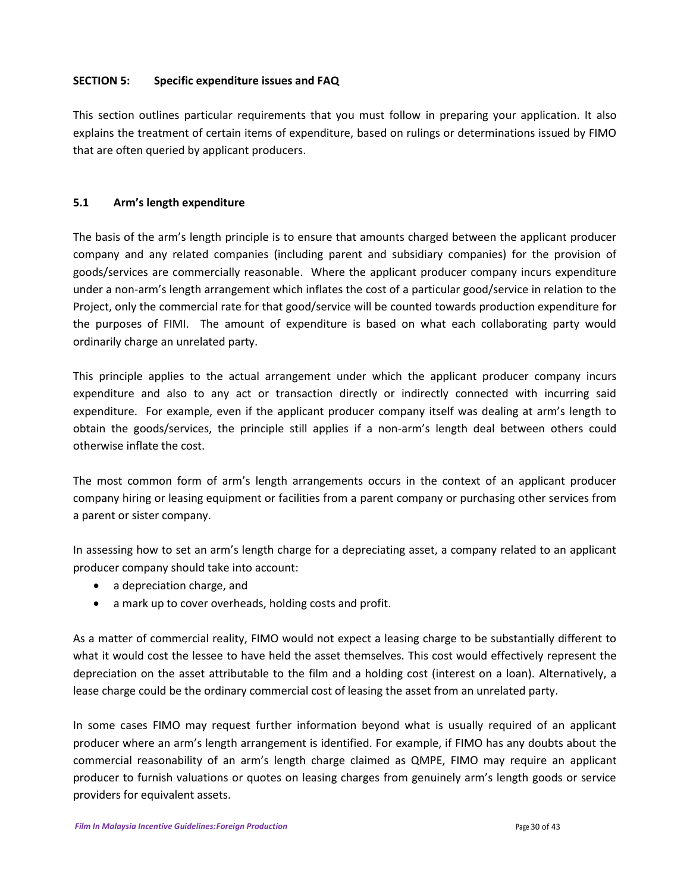## SECTION 5: Specific expenditure issues and FAQ

This section outlines particular requirements that you must follow in preparing your application. It also explains the treatment of certain items of expenditure, based on rulings or determinations issued by FIMO that are often queried by applicant producers.

### 5.1 Arm's length expenditure

The basis of the arm's length principle is to ensure that amounts charged between the applicant producer company and any related companies (including parent and subsidiary companies) for the provision of goods/services are commercially reasonable. Where the applicant producer company incurs expenditure under a non-arm's length arrangement which inflates the cost of a particular good/service in relation to the Project, only the commercial rate for that good/service will be counted towards production expenditure for the purposes of FIMI. The amount of expenditure is based on what each collaborating party would ordinarily charge an unrelated party.

This principle applies to the actual arrangement under which the applicant producer company incurs expenditure and also to any act or transaction directly or indirectly connected with incurring said expenditure. For example, even if the applicant producer company itself was dealing at arm's length to obtain the goods/services, the principle still applies if a non-arm's length deal between others could otherwise inflate the cost.

The most common form of arm's length arrangements occurs in the context of an applicant producer company hiring or leasing equipment or facilities from a parent company or purchasing other services from a parent or sister company.

In assessing how to set an arm's length charge for a depreciating asset, a company related to an applicant producer company should take into account:

- a depreciation charge, and
- a mark up to cover overheads, holding costs and profit.

As a matter of commercial reality, FIMO would not expect a leasing charge to be substantially different to what it would cost the lessee to have held the asset themselves. This cost would effectively represent the depreciation on the asset attributable to the film and a holding cost (interest on a loan). Alternatively, a lease charge could be the ordinary commercial cost of leasing the asset from an unrelated party.

In some cases FIMO may request further information beyond what is usually required of an applicant producer where an arm's length arrangement is identified. For example, if FIMO has any doubts about the commercial reasonability of an arm's length charge claimed as QMPE, FIMO may require an applicant producer to furnish valuations or quotes on leasing charges from genuinely arm's length goods or service providers for equivalent assets.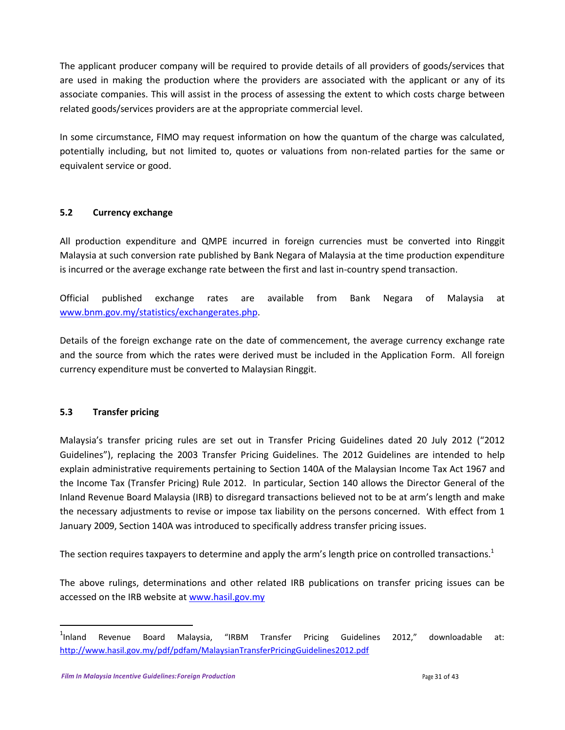The applicant producer company will be required to provide details of all providers of goods/services that are used in making the production where the providers are associated with the applicant or any of its associate companies. This will assist in the process of assessing the extent to which costs charge between related goods/services providers are at the appropriate commercial level.

In some circumstance, FIMO may request information on how the quantum of the charge was calculated, potentially including, but not limited to, quotes or valuations from non-related parties for the same or equivalent service or good.

### 5.2 Currency exchange

All production expenditure and QMPE incurred in foreign currencies must be converted into Ringgit Malaysia at such conversion rate published by Bank Negara of Malaysia at the time production expenditure is incurred or the average exchange rate between the first and last in-country spend transaction.

Official published exchange rates are available from Bank Negara of Malaysia at [www.bnm.gov.my/statistics/exchangerates.php](www.bnm.gov.my/statistics/exchangerates.php).

Details of the foreign exchange rate on the date of commencement, the average currency exchange rate and the source from which the rates were derived must be included in the Application Form. All foreign currency expenditure must be converted to Malaysian Ringgit.

### 5.3 Transfer pricing

Malaysia's transfer pricing rules are set out in Transfer Pricing Guidelines dated 20 July 2012 ("2012 Guidelines"), replacing the 2003 Transfer Pricing Guidelines. The 2012 Guidelines are intended to help explain administrative requirements pertaining to Section 140A of the Malaysian Income Tax Act 1967 and the Income Tax (Transfer Pricing) Rule 2012. In particular, Section 140 allows the Director General of the Inland Revenue Board Malaysia (IRB) to disregard transactions believed not to be at arm's length and make the necessary adjustments to revise or impose tax liability on the persons concerned. With effect from 1 January 2009, Section 140A was introduced to specifically address transfer pricing issues.

The section requires taxpayers to determine and apply the arm's length price on controlled transactions.[1]

The above rulings, determinations and other related IRB publications on transfer pricing issues can be accessed on the IRB website at [www.hasil.gov.my](www.hasil.gov.my)

---

[1] Inland Revenue Board Malaysia, "IRBM Transfer Pricing Guidelines 2012," downloadable at: [http://www.hasil.gov.my/pdf/pdfam/MalaysianTransferPricingGuidelines2012.pdf](http://www.hasil.gov.my/pdf/pdfam/MalaysianTransferPricingGuidelines2012.pdf)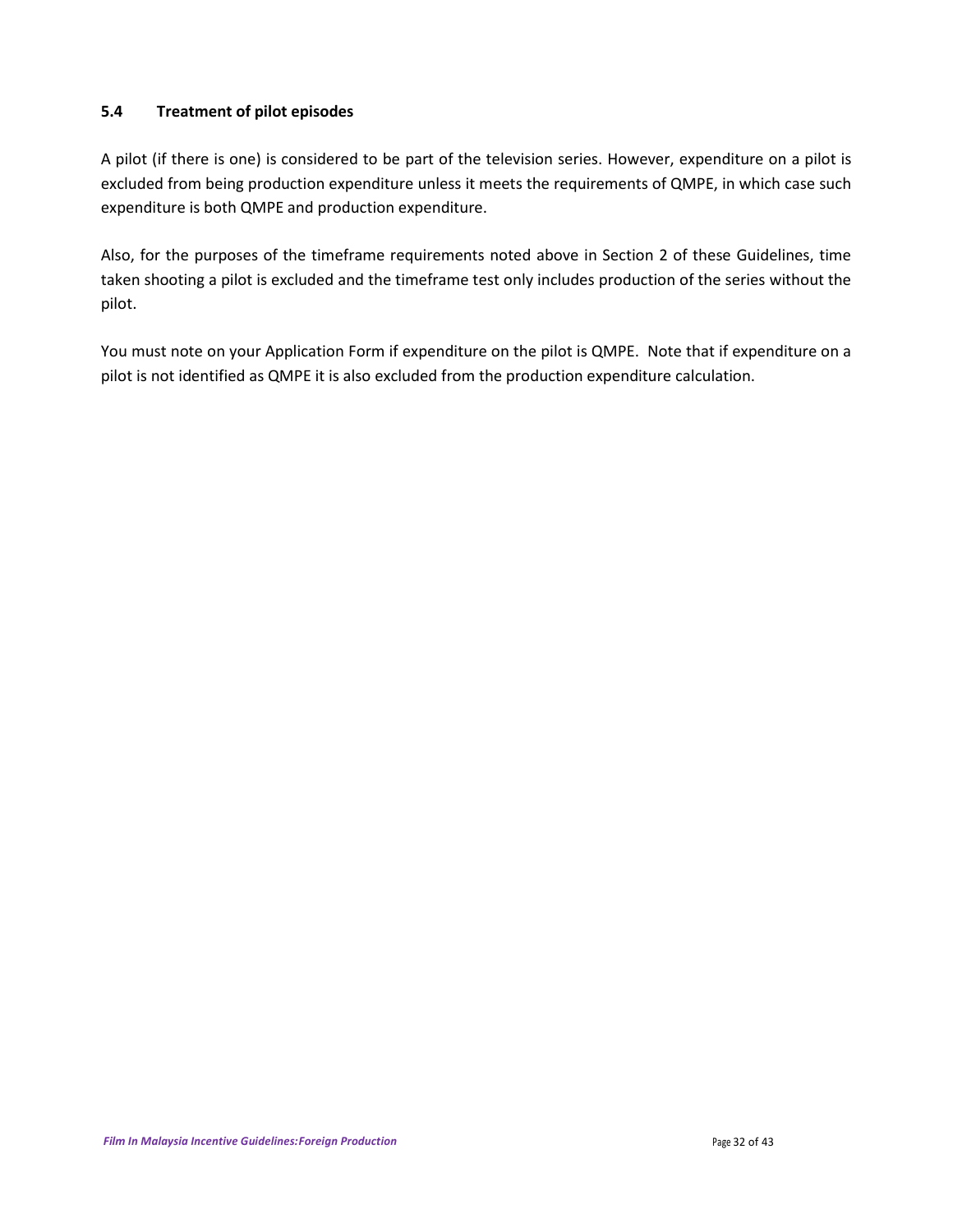### 5.4 Treatment of pilot episodes

A pilot (if there is one) is considered to be part of the television series. However, expenditure on a pilot is excluded from being production expenditure unless it meets the requirements of QMPE, in which case such expenditure is both QMPE and production expenditure.

Also, for the purposes of the timeframe requirements noted above in Section 2 of these Guidelines, time taken shooting a pilot is excluded and the timeframe test only includes production of the series without the pilot.

You must note on your Application Form if expenditure on the pilot is QMPE. Note that if expenditure on a pilot is not identified as QMPE it is also excluded from the production expenditure calculation.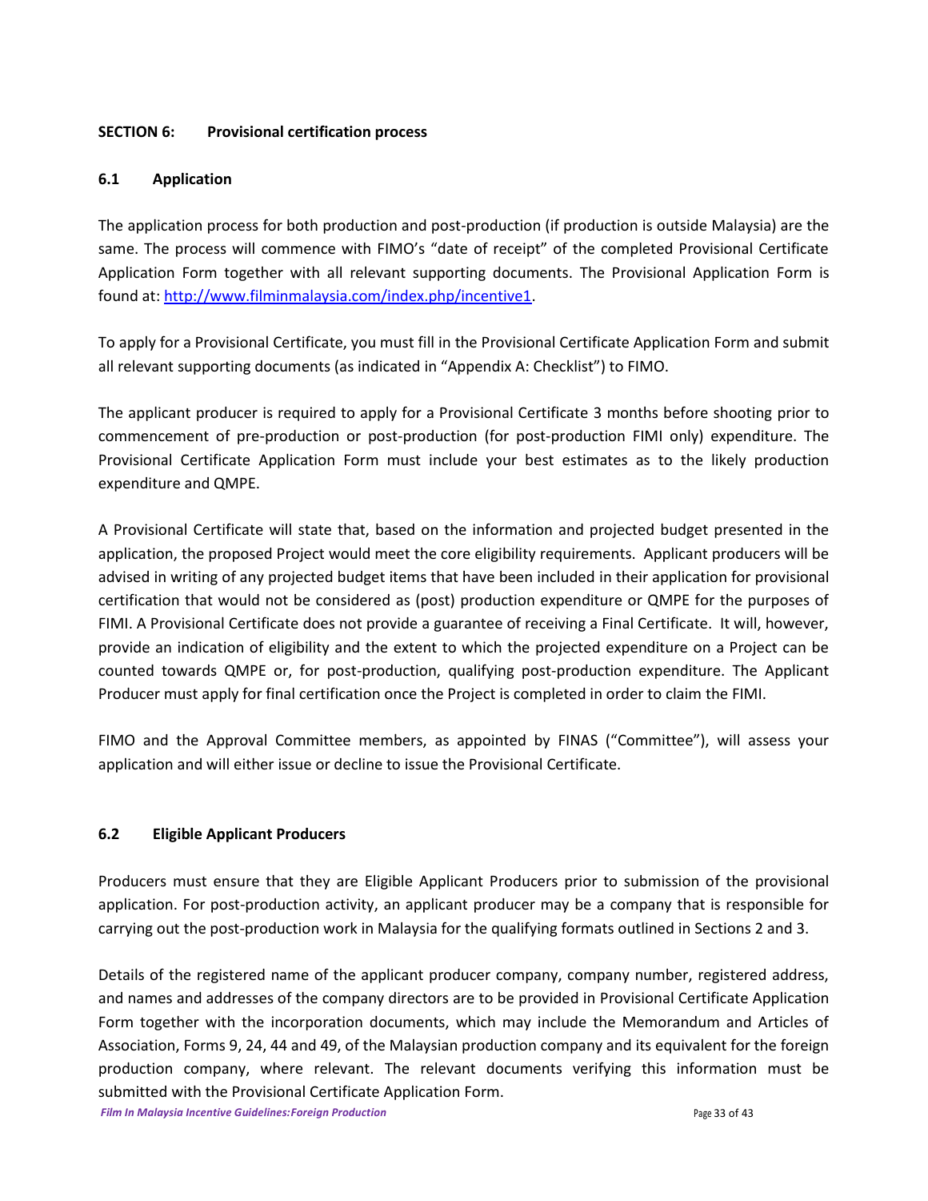## SECTION 6: Provisional certification process

### 6.1 Application

The application process for both production and post-production (if production is outside Malaysia) are the same. The process will commence with FIMO's "date of receipt" of the completed Provisional Certificate Application Form together with all relevant supporting documents. The Provisional Application Form is found at: http://www.filminmalaysia.com/index.php/incentive1.

To apply for a Provisional Certificate, you must fill in the Provisional Certificate Application Form and submit all relevant supporting documents (as indicated in "Appendix A: Checklist") to FIMO.

The applicant producer is required to apply for a Provisional Certificate 3 months before shooting prior to commencement of pre-production or post-production (for post-production FIMI only) expenditure. The Provisional Certificate Application Form must include your best estimates as to the likely production expenditure and QMPE.

A Provisional Certificate will state that, based on the information and projected budget presented in the application, the proposed Project would meet the core eligibility requirements. Applicant producers will be advised in writing of any projected budget items that have been included in their application for provisional certification that would not be considered as (post) production expenditure or QMPE for the purposes of FIMI. A Provisional Certificate does not provide a guarantee of receiving a Final Certificate. It will, however, provide an indication of eligibility and the extent to which the projected expenditure on a Project can be counted towards QMPE or, for post-production, qualifying post-production expenditure. The Applicant Producer must apply for final certification once the Project is completed in order to claim the FIMI.

FIMO and the Approval Committee members, as appointed by FINAS ("Committee"), will assess your application and will either issue or decline to issue the Provisional Certificate.

### 6.2 Eligible Applicant Producers

Producers must ensure that they are Eligible Applicant Producers prior to submission of the provisional application. For post-production activity, an applicant producer may be a company that is responsible for carrying out the post-production work in Malaysia for the qualifying formats outlined in Sections 2 and 3.

Details of the registered name of the applicant producer company, company number, registered address, and names and addresses of the company directors are to be provided in Provisional Certificate Application Form together with the incorporation documents, which may include the Memorandum and Articles of Association, Forms 9, 24, 44 and 49, of the Malaysian production company and its equivalent for the foreign production company, where relevant. The relevant documents verifying this information must be submitted with the Provisional Certificate Application Form.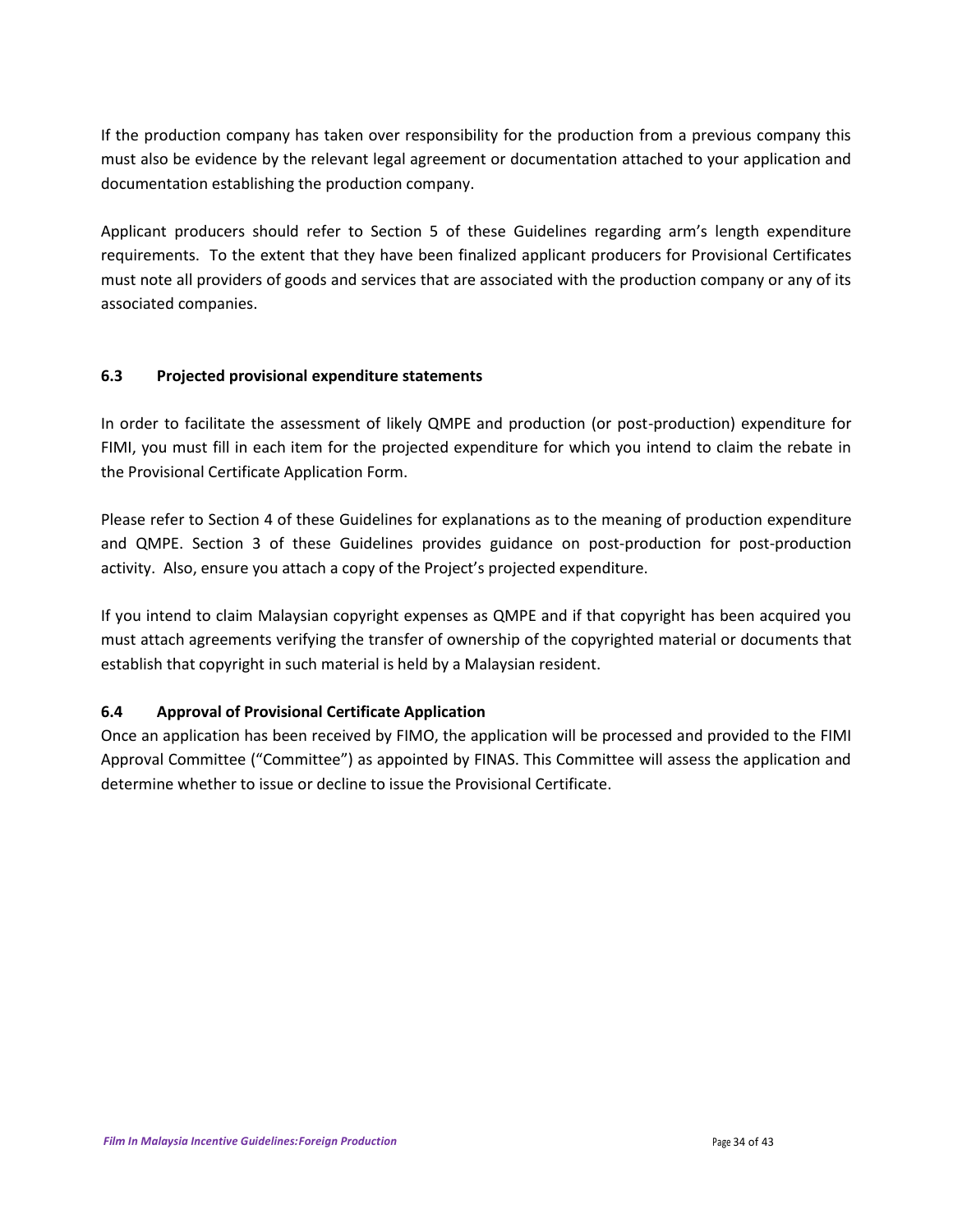If the production company has taken over responsibility for the production from a previous company this must also be evidence by the relevant legal agreement or documentation attached to your application and documentation establishing the production company.

Applicant producers should refer to Section 5 of these Guidelines regarding arm's length expenditure requirements. To the extent that they have been finalized applicant producers for Provisional Certificates must note all providers of goods and services that are associated with the production company or any of its associated companies.

### 6.3 Projected provisional expenditure statements

In order to facilitate the assessment of likely QMPE and production (or post-production) expenditure for FIMI, you must fill in each item for the projected expenditure for which you intend to claim the rebate in the Provisional Certificate Application Form.

Please refer to Section 4 of these Guidelines for explanations as to the meaning of production expenditure and QMPE. Section 3 of these Guidelines provides guidance on post-production for post-production activity. Also, ensure you attach a copy of the Project's projected expenditure.

If you intend to claim Malaysian copyright expenses as QMPE and if that copyright has been acquired you must attach agreements verifying the transfer of ownership of the copyrighted material or documents that establish that copyright in such material is held by a Malaysian resident.

### 6.4 Approval of Provisional Certificate Application

Once an application has been received by FIMO, the application will be processed and provided to the FIMI Approval Committee ("Committee") as appointed by FINAS. This Committee will assess the application and determine whether to issue or decline to issue the Provisional Certificate.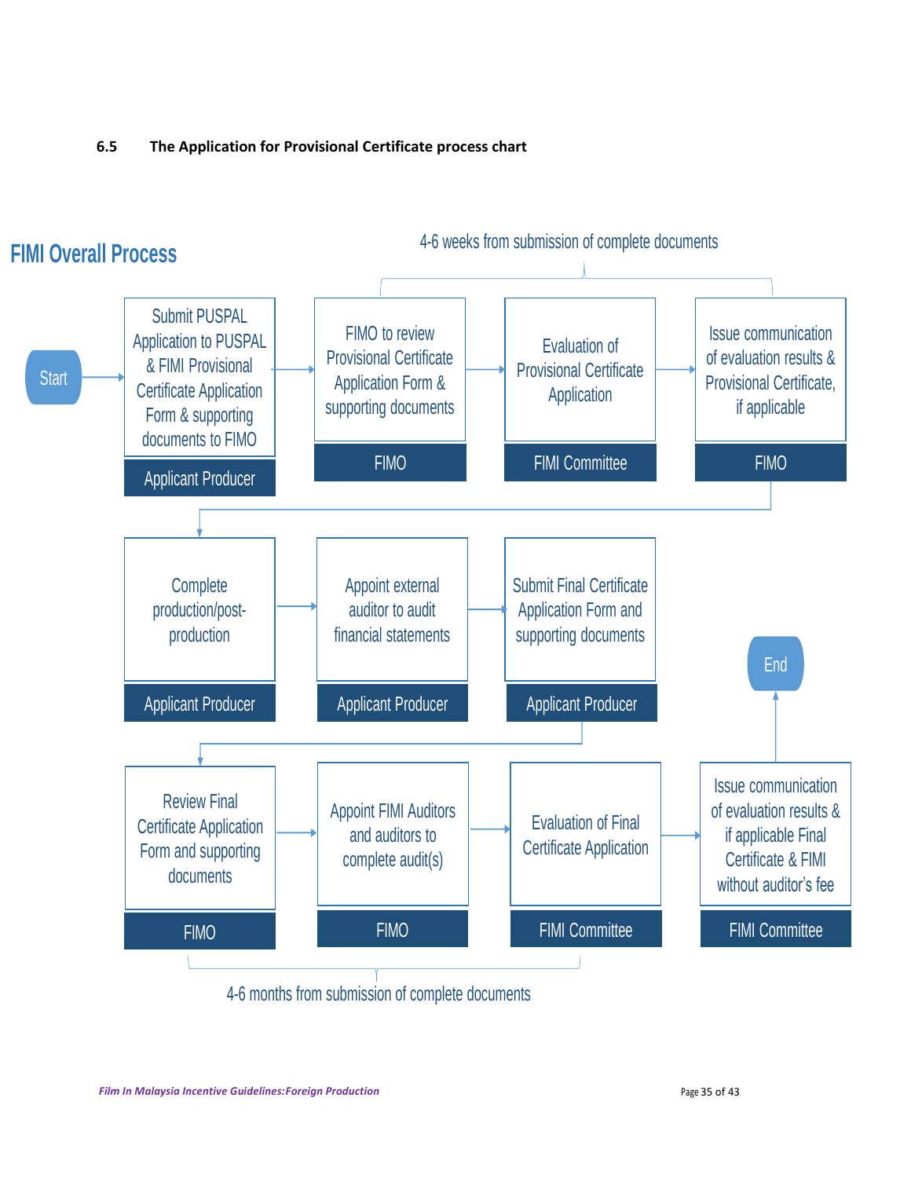### 6.5 The Application for Provisional Certificate process chart

## FIMI Overall Process

4-6 weeks from submission of complete documents

| Step | Responsible |
| --- | --- |
| Start | |
| Submit PUSPAL Application to PUSPAL & FIMI Provisional Certificate Application Form & supporting documents to FIMO | Applicant Producer |
| FIMO to review Provisional Certificate Application Form & supporting documents | FIMO |
| Evaluation of Provisional Certificate Application | FIMI Committee |
| Issue communication of evaluation results & Provisional Certificate, if applicable | FIMO |
| Complete production/post-production | Applicant Producer |
| Appoint external auditor to audit financial statements | Applicant Producer |
| Submit Final Certificate Application Form and supporting documents | Applicant Producer |
| Review Final Certificate Application Form and supporting documents | FIMO |
| Appoint FIMI Auditors and auditors to complete audit(s) | FIMO |
| Evaluation of Final Certificate Application | FIMI Committee |
| Issue communication of evaluation results & if applicable Final Certificate & FIMI without auditor's fee | FIMI Committee |
| End | |

4-6 months from submission of complete documents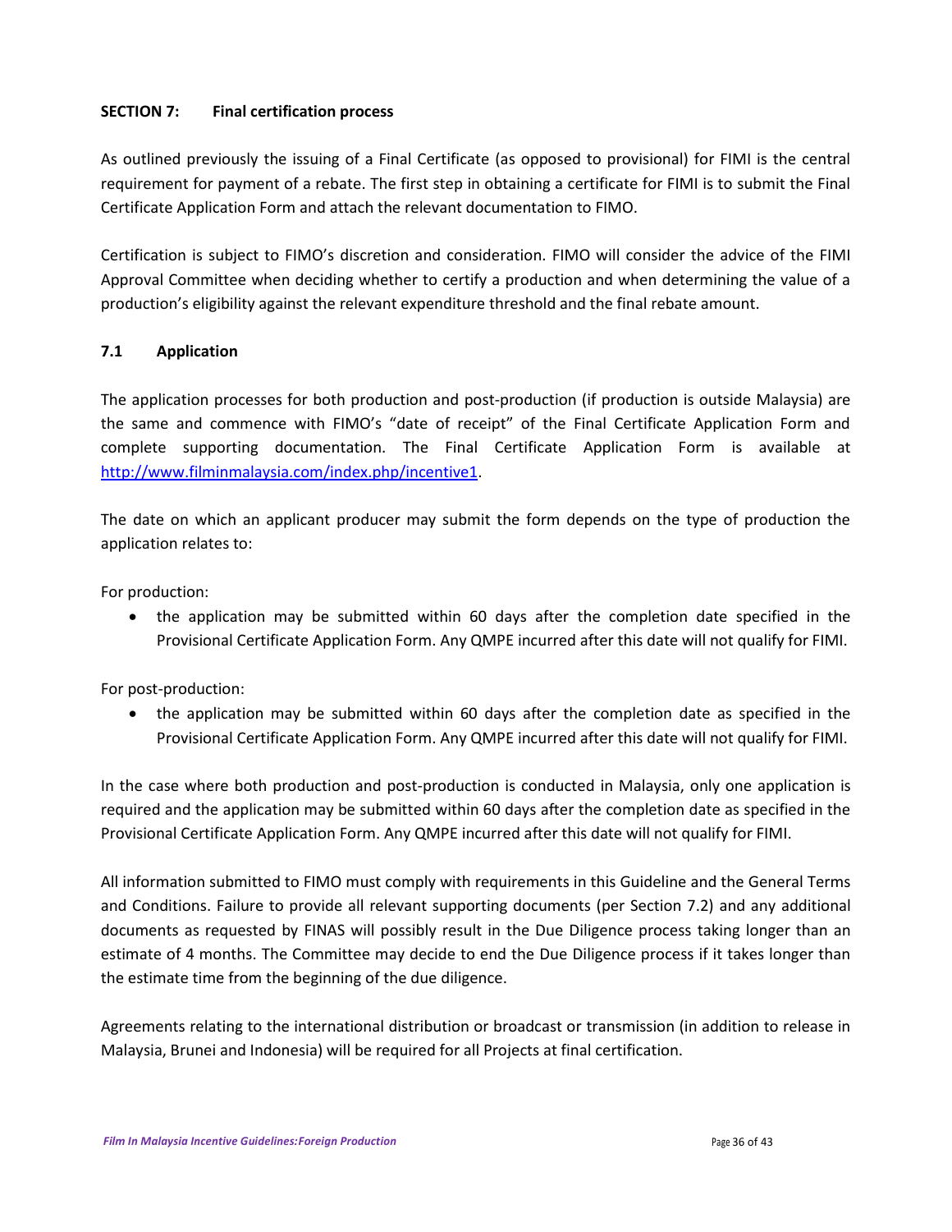## SECTION 7: Final certification process

As outlined previously the issuing of a Final Certificate (as opposed to provisional) for FIMI is the central requirement for payment of a rebate. The first step in obtaining a certificate for FIMI is to submit the Final Certificate Application Form and attach the relevant documentation to FIMO.

Certification is subject to FIMO's discretion and consideration. FIMO will consider the advice of the FIMI Approval Committee when deciding whether to certify a production and when determining the value of a production's eligibility against the relevant expenditure threshold and the final rebate amount.

### 7.1 Application

The application processes for both production and post-production (if production is outside Malaysia) are the same and commence with FIMO's "date of receipt" of the Final Certificate Application Form and complete supporting documentation. The Final Certificate Application Form is available at [http://www.filminmalaysia.com/index.php/incentive1](http://www.filminmalaysia.com/index.php/incentive1).

The date on which an applicant producer may submit the form depends on the type of production the application relates to:

For production:

- the application may be submitted within 60 days after the completion date specified in the Provisional Certificate Application Form. Any QMPE incurred after this date will not qualify for FIMI.

For post-production:

- the application may be submitted within 60 days after the completion date as specified in the Provisional Certificate Application Form. Any QMPE incurred after this date will not qualify for FIMI.

In the case where both production and post-production is conducted in Malaysia, only one application is required and the application may be submitted within 60 days after the completion date as specified in the Provisional Certificate Application Form. Any QMPE incurred after this date will not qualify for FIMI.

All information submitted to FIMO must comply with requirements in this Guideline and the General Terms and Conditions. Failure to provide all relevant supporting documents (per Section 7.2) and any additional documents as requested by FINAS will possibly result in the Due Diligence process taking longer than an estimate of 4 months. The Committee may decide to end the Due Diligence process if it takes longer than the estimate time from the beginning of the due diligence.

Agreements relating to the international distribution or broadcast or transmission (in addition to release in Malaysia, Brunei and Indonesia) will be required for all Projects at final certification.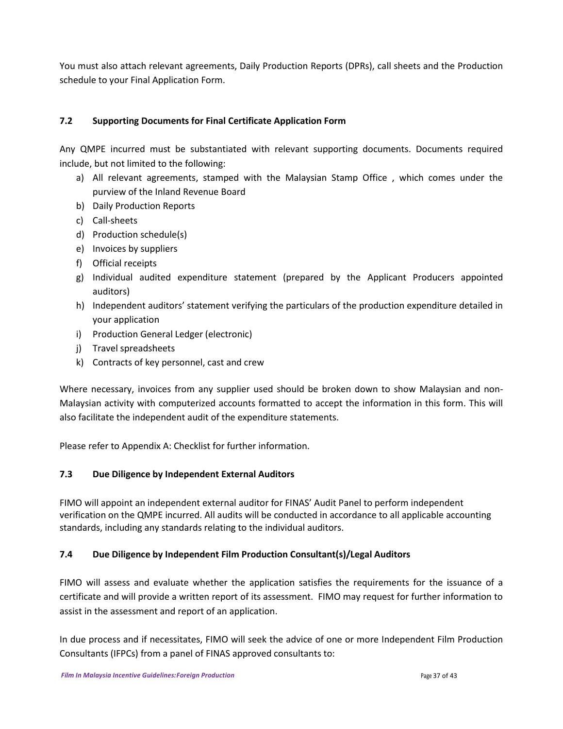You must also attach relevant agreements, Daily Production Reports (DPRs), call sheets and the Production schedule to your Final Application Form.

### 7.2 Supporting Documents for Final Certificate Application Form

Any QMPE incurred must be substantiated with relevant supporting documents. Documents required include, but not limited to the following:

a) All relevant agreements, stamped with the Malaysian Stamp Office , which comes under the purview of the Inland Revenue Board
b) Daily Production Reports
c) Call-sheets
d) Production schedule(s)
e) Invoices by suppliers
f) Official receipts
g) Individual audited expenditure statement (prepared by the Applicant Producers appointed auditors)
h) Independent auditors' statement verifying the particulars of the production expenditure detailed in your application
i) Production General Ledger (electronic)
j) Travel spreadsheets
k) Contracts of key personnel, cast and crew

Where necessary, invoices from any supplier used should be broken down to show Malaysian and non-Malaysian activity with computerized accounts formatted to accept the information in this form. This will also facilitate the independent audit of the expenditure statements.

Please refer to Appendix A: Checklist for further information.

### 7.3 Due Diligence by Independent External Auditors

FIMO will appoint an independent external auditor for FINAS' Audit Panel to perform independent verification on the QMPE incurred. All audits will be conducted in accordance to all applicable accounting standards, including any standards relating to the individual auditors.

### 7.4 Due Diligence by Independent Film Production Consultant(s)/Legal Auditors

FIMO will assess and evaluate whether the application satisfies the requirements for the issuance of a certificate and will provide a written report of its assessment. FIMO may request for further information to assist in the assessment and report of an application.

In due process and if necessitates, FIMO will seek the advice of one or more Independent Film Production Consultants (IFPCs) from a panel of FINAS approved consultants to: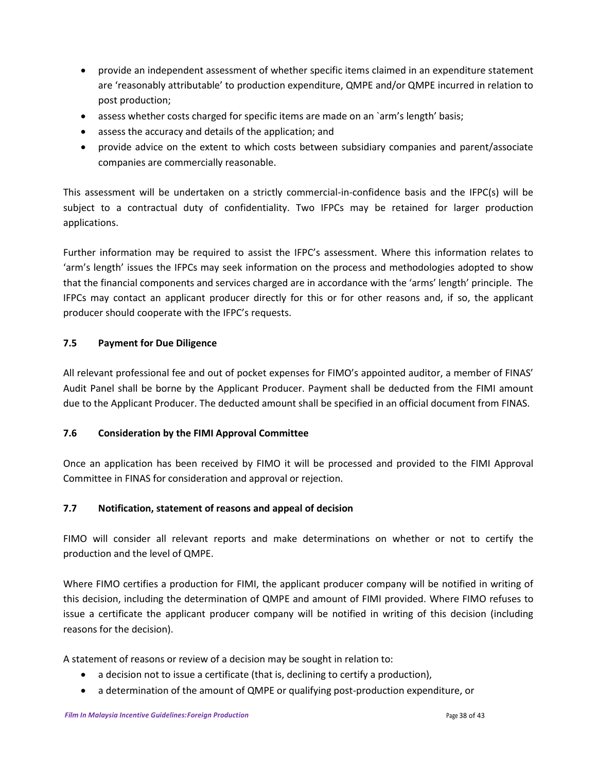- provide an independent assessment of whether specific items claimed in an expenditure statement are 'reasonably attributable' to production expenditure, QMPE and/or QMPE incurred in relation to post production;
- assess whether costs charged for specific items are made on an `arm's length' basis;
- assess the accuracy and details of the application; and
- provide advice on the extent to which costs between subsidiary companies and parent/associate companies are commercially reasonable.

This assessment will be undertaken on a strictly commercial-in-confidence basis and the IFPC(s) will be subject to a contractual duty of confidentiality. Two IFPCs may be retained for larger production applications.

Further information may be required to assist the IFPC's assessment. Where this information relates to 'arm's length' issues the IFPCs may seek information on the process and methodologies adopted to show that the financial components and services charged are in accordance with the 'arms' length' principle. The IFPCs may contact an applicant producer directly for this or for other reasons and, if so, the applicant producer should cooperate with the IFPC's requests.

### 7.5 Payment for Due Diligence

All relevant professional fee and out of pocket expenses for FIMO's appointed auditor, a member of FINAS' Audit Panel shall be borne by the Applicant Producer. Payment shall be deducted from the FIMI amount due to the Applicant Producer. The deducted amount shall be specified in an official document from FINAS.

### 7.6 Consideration by the FIMI Approval Committee

Once an application has been received by FIMO it will be processed and provided to the FIMI Approval Committee in FINAS for consideration and approval or rejection.

### 7.7 Notification, statement of reasons and appeal of decision

FIMO will consider all relevant reports and make determinations on whether or not to certify the production and the level of QMPE.

Where FIMO certifies a production for FIMI, the applicant producer company will be notified in writing of this decision, including the determination of QMPE and amount of FIMI provided. Where FIMO refuses to issue a certificate the applicant producer company will be notified in writing of this decision (including reasons for the decision).

A statement of reasons or review of a decision may be sought in relation to:

- a decision not to issue a certificate (that is, declining to certify a production),
- a determination of the amount of QMPE or qualifying post-production expenditure, or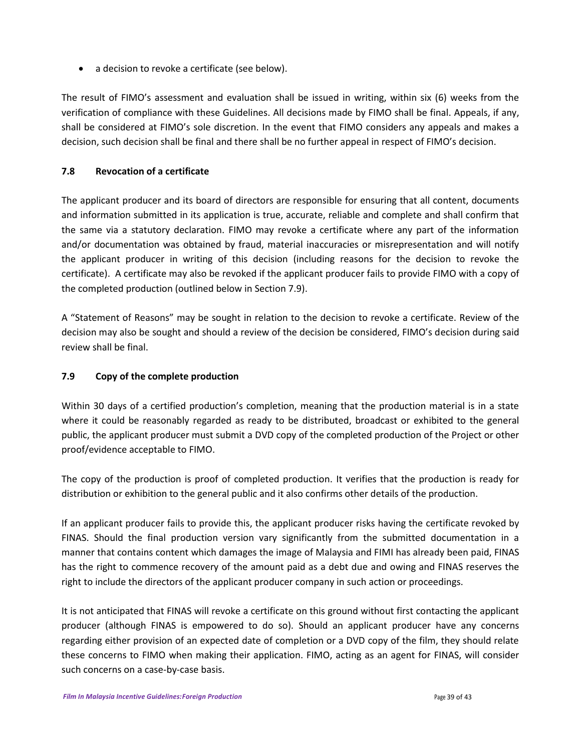- a decision to revoke a certificate (see below).

The result of FIMO's assessment and evaluation shall be issued in writing, within six (6) weeks from the verification of compliance with these Guidelines. All decisions made by FIMO shall be final. Appeals, if any, shall be considered at FIMO's sole discretion. In the event that FIMO considers any appeals and makes a decision, such decision shall be final and there shall be no further appeal in respect of FIMO's decision.

### 7.8 Revocation of a certificate

The applicant producer and its board of directors are responsible for ensuring that all content, documents and information submitted in its application is true, accurate, reliable and complete and shall confirm that the same via a statutory declaration. FIMO may revoke a certificate where any part of the information and/or documentation was obtained by fraud, material inaccuracies or misrepresentation and will notify the applicant producer in writing of this decision (including reasons for the decision to revoke the certificate). A certificate may also be revoked if the applicant producer fails to provide FIMO with a copy of the completed production (outlined below in Section 7.9).

A "Statement of Reasons" may be sought in relation to the decision to revoke a certificate. Review of the decision may also be sought and should a review of the decision be considered, FIMO's decision during said review shall be final.

### 7.9 Copy of the complete production

Within 30 days of a certified production's completion, meaning that the production material is in a state where it could be reasonably regarded as ready to be distributed, broadcast or exhibited to the general public, the applicant producer must submit a DVD copy of the completed production of the Project or other proof/evidence acceptable to FIMO.

The copy of the production is proof of completed production. It verifies that the production is ready for distribution or exhibition to the general public and it also confirms other details of the production.

If an applicant producer fails to provide this, the applicant producer risks having the certificate revoked by FINAS. Should the final production version vary significantly from the submitted documentation in a manner that contains content which damages the image of Malaysia and FIMI has already been paid, FINAS has the right to commence recovery of the amount paid as a debt due and owing and FINAS reserves the right to include the directors of the applicant producer company in such action or proceedings.

It is not anticipated that FINAS will revoke a certificate on this ground without first contacting the applicant producer (although FINAS is empowered to do so). Should an applicant producer have any concerns regarding either provision of an expected date of completion or a DVD copy of the film, they should relate these concerns to FIMO when making their application. FIMO, acting as an agent for FINAS, will consider such concerns on a case-by-case basis.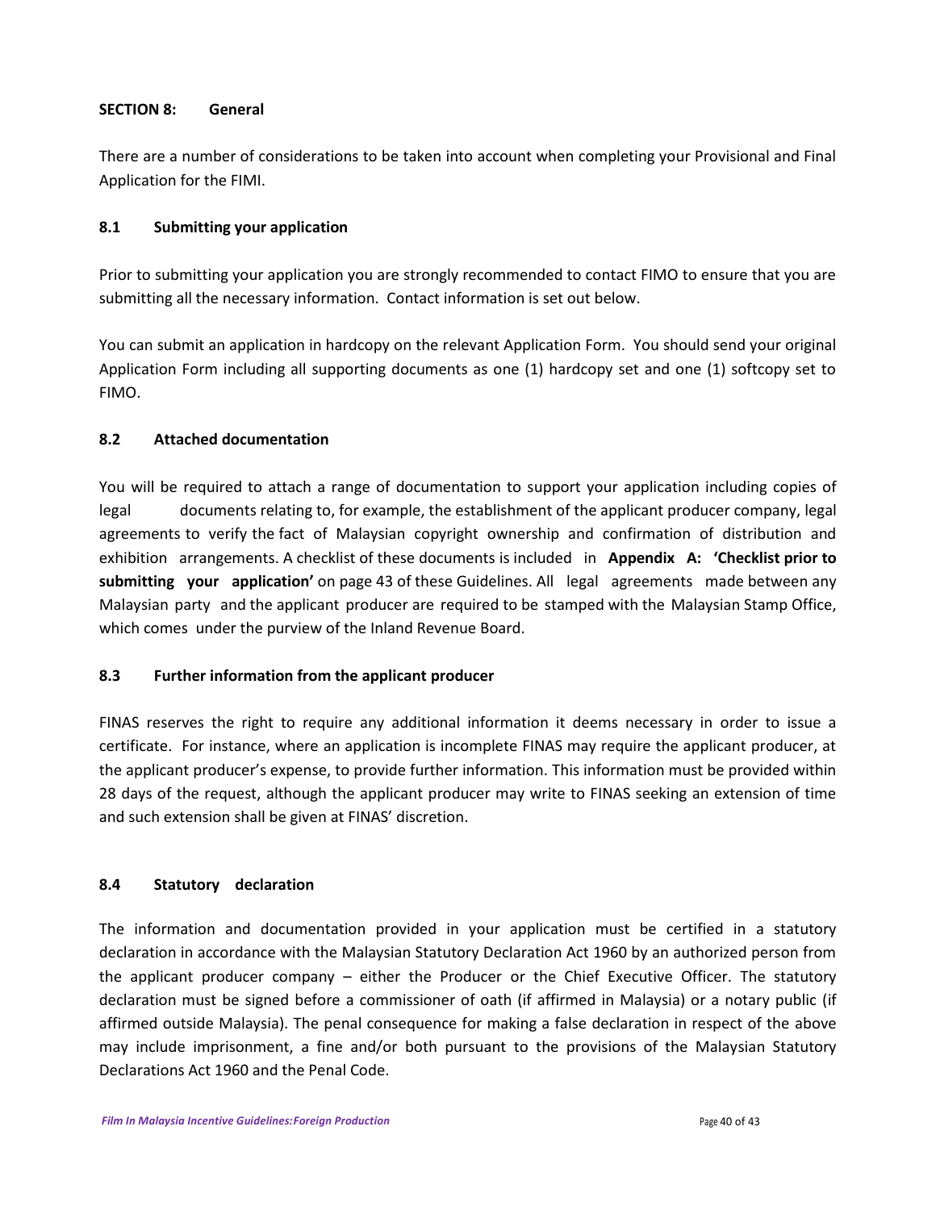## SECTION 8: General

There are a number of considerations to be taken into account when completing your Provisional and Final Application for the FIMI.

### 8.1 Submitting your application

Prior to submitting your application you are strongly recommended to contact FIMO to ensure that you are submitting all the necessary information. Contact information is set out below.

You can submit an application in hardcopy on the relevant Application Form. You should send your original Application Form including all supporting documents as one (1) hardcopy set and one (1) softcopy set to FIMO.

### 8.2 Attached documentation

You will be required to attach a range of documentation to support your application including copies of legal documents relating to, for example, the establishment of the applicant producer company, legal agreements to verify the fact of Malaysian copyright ownership and confirmation of distribution and exhibition arrangements. A checklist of these documents is included in **Appendix A: 'Checklist prior to submitting your application'** on page 43 of these Guidelines. All legal agreements made between any Malaysian party and the applicant producer are required to be stamped with the Malaysian Stamp Office, which comes under the purview of the Inland Revenue Board.

### 8.3 Further information from the applicant producer

FINAS reserves the right to require any additional information it deems necessary in order to issue a certificate. For instance, where an application is incomplete FINAS may require the applicant producer, at the applicant producer's expense, to provide further information. This information must be provided within 28 days of the request, although the applicant producer may write to FINAS seeking an extension of time and such extension shall be given at FINAS' discretion.

### 8.4 Statutory declaration

The information and documentation provided in your application must be certified in a statutory declaration in accordance with the Malaysian Statutory Declaration Act 1960 by an authorized person from the applicant producer company – either the Producer or the Chief Executive Officer. The statutory declaration must be signed before a commissioner of oath (if affirmed in Malaysia) or a notary public (if affirmed outside Malaysia). The penal consequence for making a false declaration in respect of the above may include imprisonment, a fine and/or both pursuant to the provisions of the Malaysian Statutory Declarations Act 1960 and the Penal Code.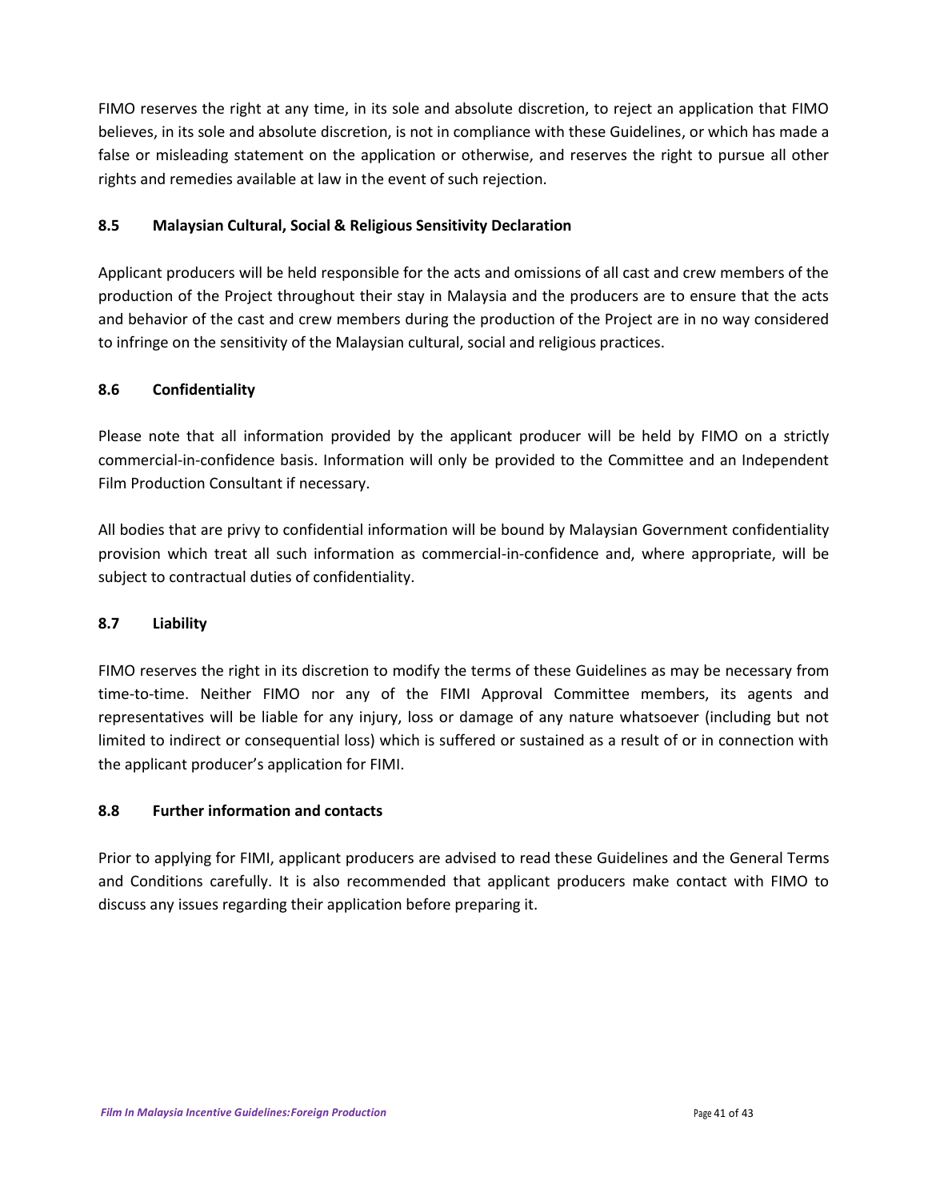FIMO reserves the right at any time, in its sole and absolute discretion, to reject an application that FIMO believes, in its sole and absolute discretion, is not in compliance with these Guidelines, or which has made a false or misleading statement on the application or otherwise, and reserves the right to pursue all other rights and remedies available at law in the event of such rejection.

### 8.5 Malaysian Cultural, Social & Religious Sensitivity Declaration

Applicant producers will be held responsible for the acts and omissions of all cast and crew members of the production of the Project throughout their stay in Malaysia and the producers are to ensure that the acts and behavior of the cast and crew members during the production of the Project are in no way considered to infringe on the sensitivity of the Malaysian cultural, social and religious practices.

### 8.6 Confidentiality

Please note that all information provided by the applicant producer will be held by FIMO on a strictly commercial-in-confidence basis. Information will only be provided to the Committee and an Independent Film Production Consultant if necessary.

All bodies that are privy to confidential information will be bound by Malaysian Government confidentiality provision which treat all such information as commercial-in-confidence and, where appropriate, will be subject to contractual duties of confidentiality.

### 8.7 Liability

FIMO reserves the right in its discretion to modify the terms of these Guidelines as may be necessary from time-to-time. Neither FIMO nor any of the FIMI Approval Committee members, its agents and representatives will be liable for any injury, loss or damage of any nature whatsoever (including but not limited to indirect or consequential loss) which is suffered or sustained as a result of or in connection with the applicant producer's application for FIMI.

### 8.8 Further information and contacts

Prior to applying for FIMI, applicant producers are advised to read these Guidelines and the General Terms and Conditions carefully. It is also recommended that applicant producers make contact with FIMO to discuss any issues regarding their application before preparing it.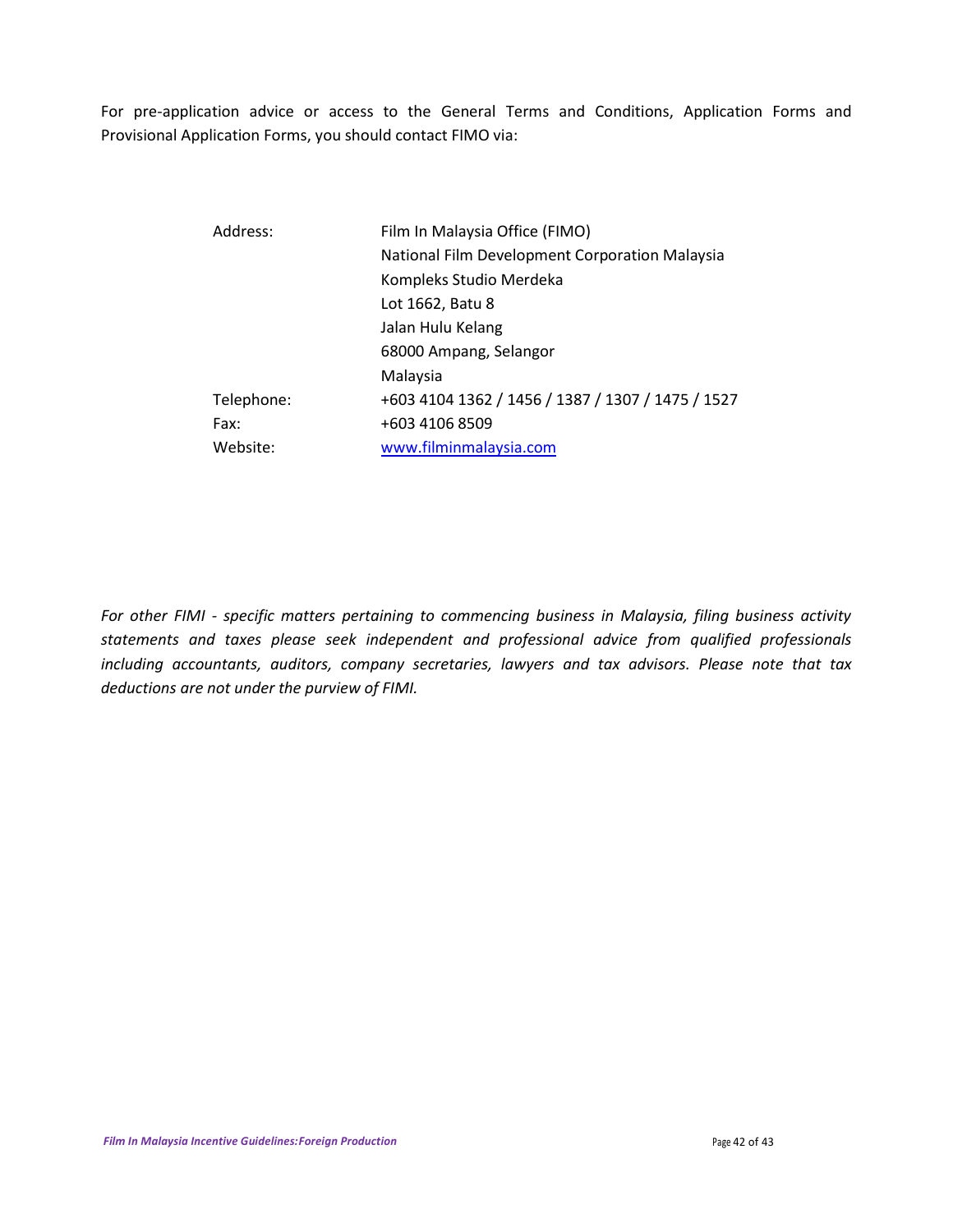For pre-application advice or access to the General Terms and Conditions, Application Forms and Provisional Application Forms, you should contact FIMO via:

| | |
|---|---|
| Address: | Film In Malaysia Office (FIMO)<br>National Film Development Corporation Malaysia<br>Kompleks Studio Merdeka<br>Lot 1662, Batu 8<br>Jalan Hulu Kelang<br>68000 Ampang, Selangor<br>Malaysia |
| Telephone: | +603 4104 1362 / 1456 / 1387 / 1307 / 1475 / 1527 |
| Fax: | +603 4106 8509 |
| Website: | [www.filminmalaysia.com](http://www.filminmalaysia.com) |

*For other FIMI - specific matters pertaining to commencing business in Malaysia, filing business activity statements and taxes please seek independent and professional advice from qualified professionals including accountants, auditors, company secretaries, lawyers and tax advisors. Please note that tax deductions are not under the purview of FIMI.*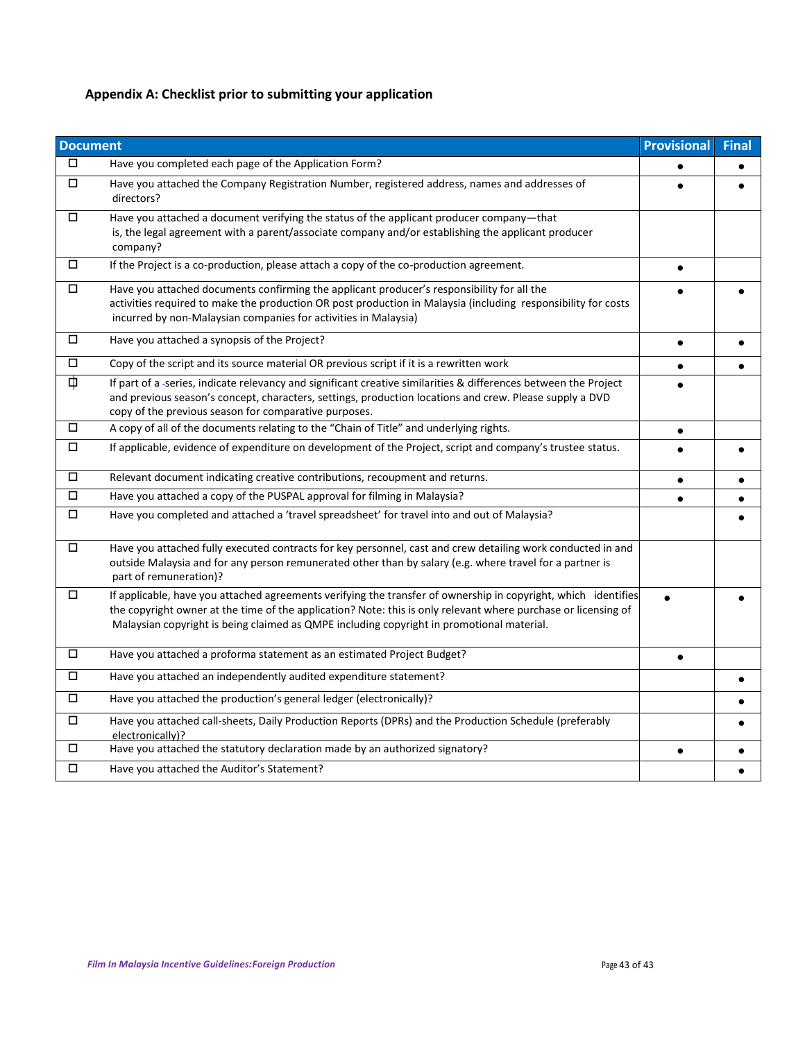### Appendix A: Checklist prior to submitting your application

| | Document | Provisional | Final |
|---|---|---|---|
| ☐ | Have you completed each page of the Application Form? | • | • |
| ☐ | Have you attached the Company Registration Number, registered address, names and addresses of directors? | • | • |
| ☐ | Have you attached a document verifying the status of the applicant producer company—that is, the legal agreement with a parent/associate company and/or establishing the applicant producer company? | | |
| ☐ | If the Project is a co-production, please attach a copy of the co-production agreement. | • | |
| ☐ | Have you attached documents confirming the applicant producer's responsibility for all the activities required to make the production OR post production in Malaysia (including responsibility for costs incurred by non-Malaysian companies for activities in Malaysia) | • | • |
| ☐ | Have you attached a synopsis of the Project? | • | • |
| ☐ | Copy of the script and its source material OR previous script if it is a rewritten work | • | • |
| ☐ | If part of a -series, indicate relevancy and significant creative similarities & differences between the Project and previous season's concept, characters, settings, production locations and crew. Please supply a DVD copy of the previous season for comparative purposes. | • | |
| ☐ | A copy of all of the documents relating to the "Chain of Title" and underlying rights. | • | |
| ☐ | If applicable, evidence of expenditure on development of the Project, script and company's trustee status. | • | • |
| ☐ | Relevant document indicating creative contributions, recoupment and returns. | • | • |
| ☐ | Have you attached a copy of the PUSPAL approval for filming in Malaysia? | • | • |
| ☐ | Have you completed and attached a 'travel spreadsheet' for travel into and out of Malaysia? | | • |
| ☐ | Have you attached fully executed contracts for key personnel, cast and crew detailing work conducted in and outside Malaysia and for any person remunerated other than by salary (e.g. where travel for a partner is part of remuneration)? | | |
| ☐ | If applicable, have you attached agreements verifying the transfer of ownership in copyright, which identifies the copyright owner at the time of the application? Note: this is only relevant where purchase or licensing of Malaysian copyright is being claimed as QMPE including copyright in promotional material. | • | • |
| ☐ | Have you attached a proforma statement as an estimated Project Budget? | • | |
| ☐ | Have you attached an independently audited expenditure statement? | | • |
| ☐ | Have you attached the production's general ledger (electronically)? | | • |
| ☐ | Have you attached call-sheets, Daily Production Reports (DPRs) and the Production Schedule (preferably electronically)? | | • |
| ☐ | Have you attached the statutory declaration made by an authorized signatory? | • | • |
| ☐ | Have you attached the Auditor's Statement? | | • |